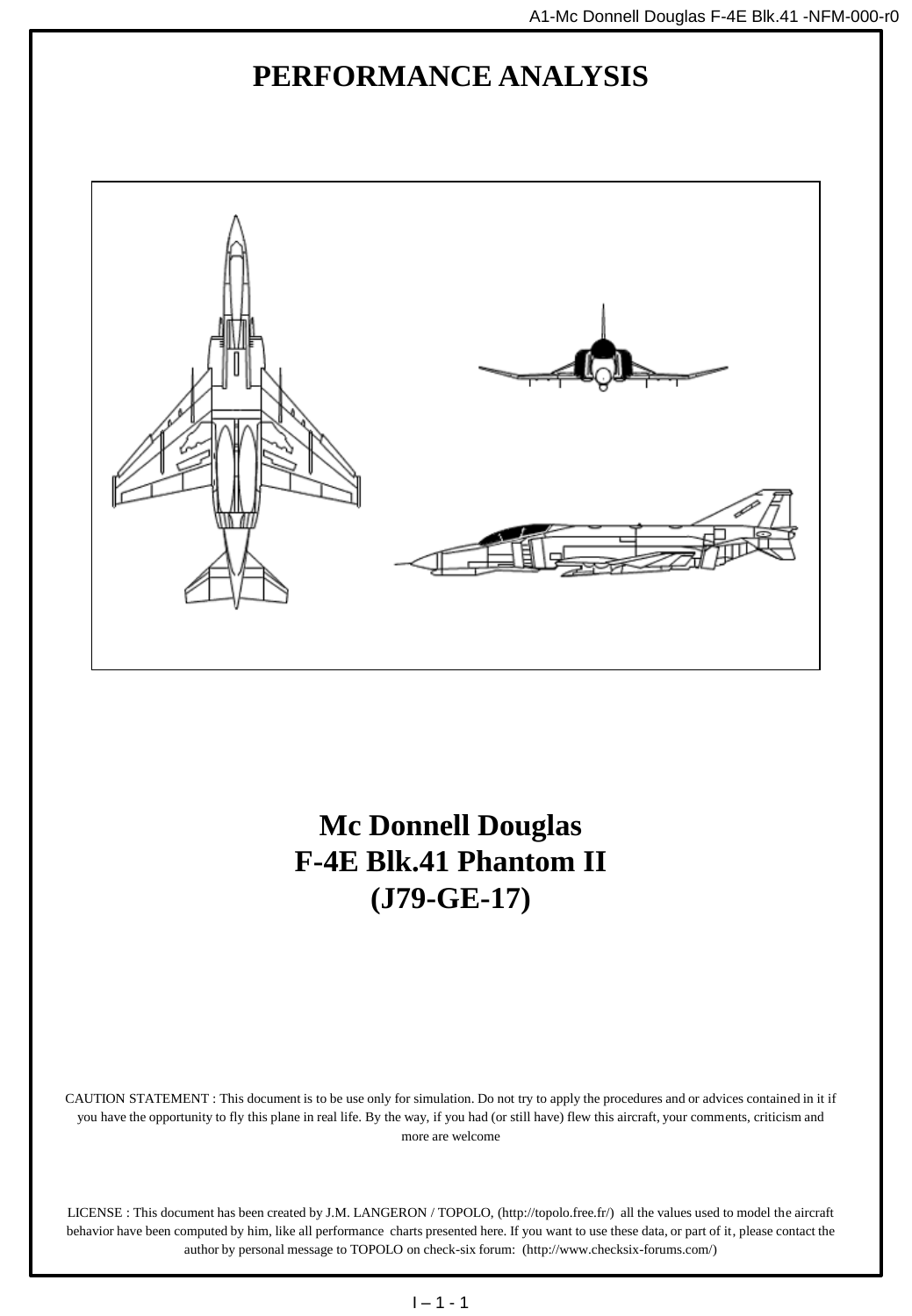# PERFORMANCE ANALYSIS

# Mc Donnell Douglas
# F-4E Blk.41 Phantom II
# (J79-GE-17)

CAUTION STATEMENT : This document is to be use only for simulation. Do not try to apply the procedures and or advices contained in it if you have the opportunity to fly this plane in real life. By the way, if you had (or still have) flew this aircraft, your comments, criticism and more are welcome

LICENSE : This document has been created by J.M. LANGERON / TOPOLO, (http://topolo.free.fr/) all the values used to model the aircraft behavior have been computed by him, like all performance charts presented here. If you want to use these data, or part of it, please contact the author by personal message to TOPOLO on check-six forum: (http://www.checksix-forums.com/)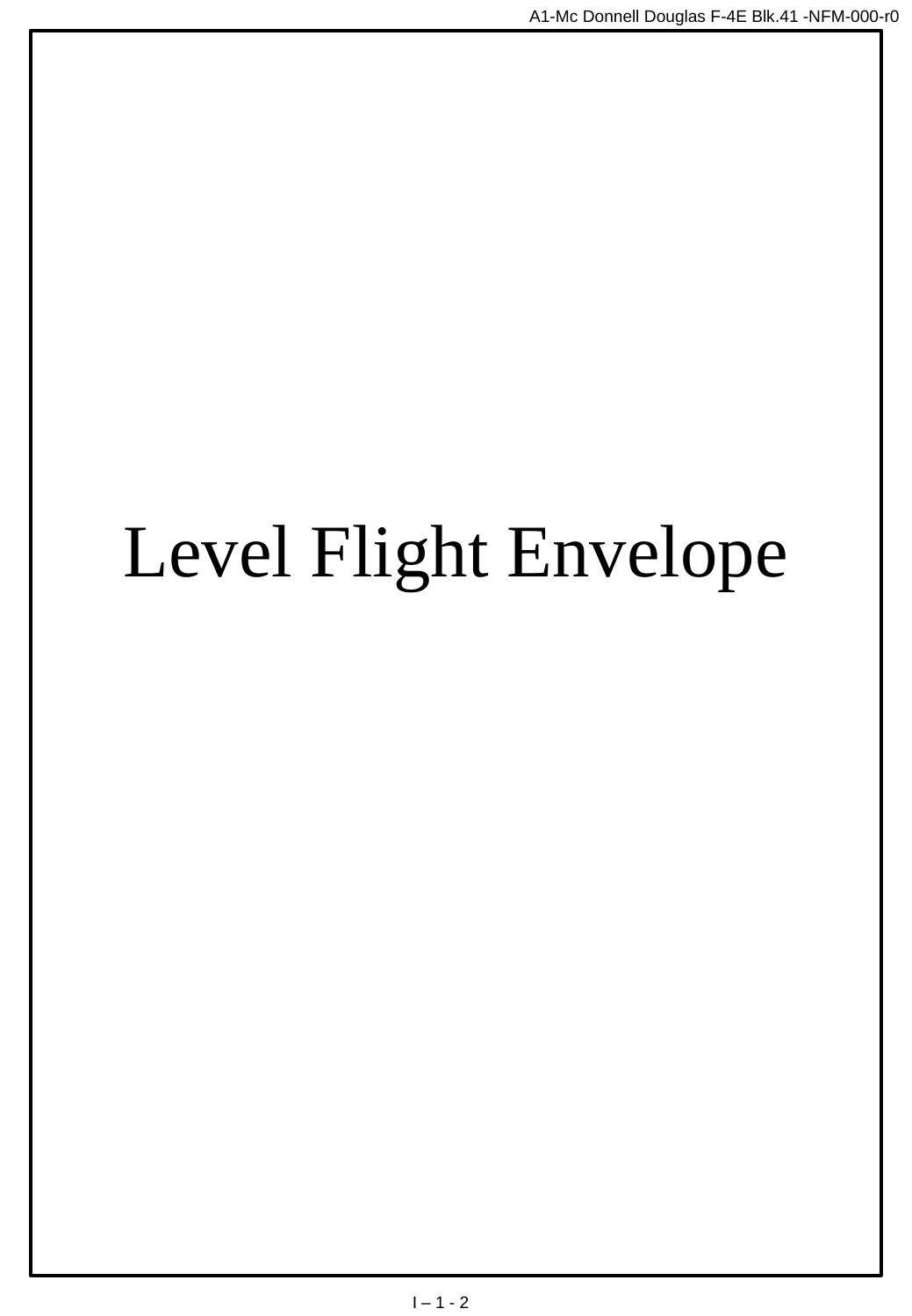# Level Flight Envelope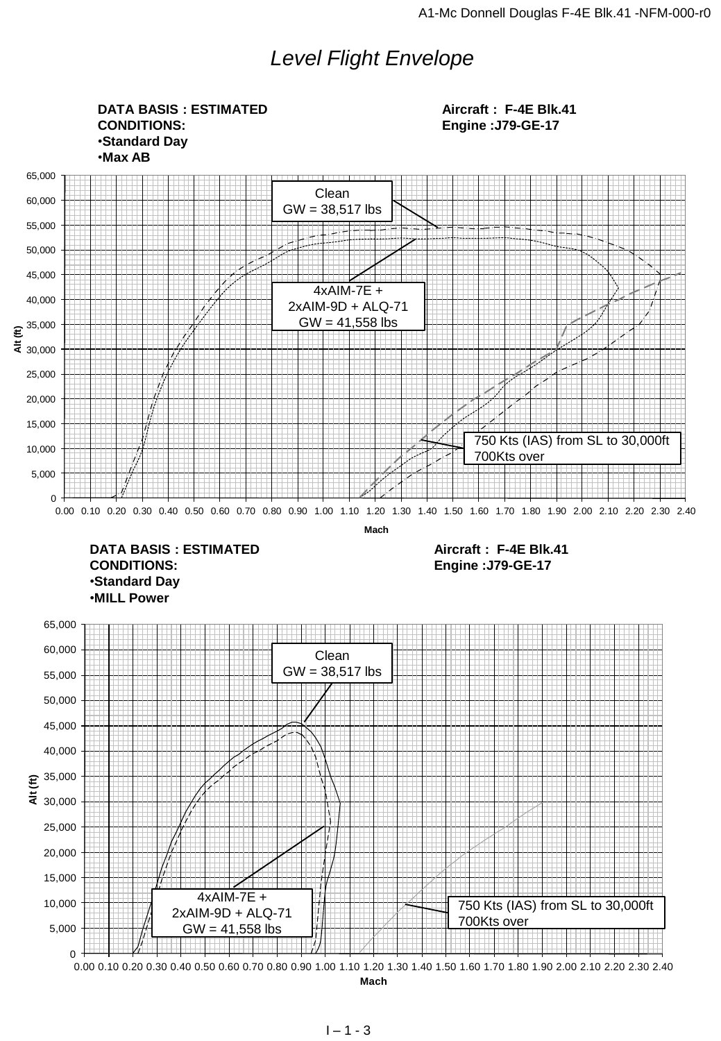# *Level Flight Envelope*

**DATA BASIS : ESTIMATED**
**CONDITIONS:**
- **Standard Day**
- **Max AB**

**Aircraft : F-4E Blk.41**
**Engine :J79-GE-17**

Clean
GW = 38,517 lbs

4xAIM-7E +
2xAIM-9D + ALQ-71
GW = 41,558 lbs

750 Kts (IAS) from SL to 30,000ft
700Kts over

Alt (ft)

Mach

**DATA BASIS : ESTIMATED**
**CONDITIONS:**
- **Standard Day**
- **MILL Power**

**Aircraft : F-4E Blk.41**
**Engine :J79-GE-17**

Clean
GW = 38,517 lbs

4xAIM-7E +
2xAIM-9D + ALQ-71
GW = 41,558 lbs

750 Kts (IAS) from SL to 30,000ft
700Kts over

Alt (ft)

Mach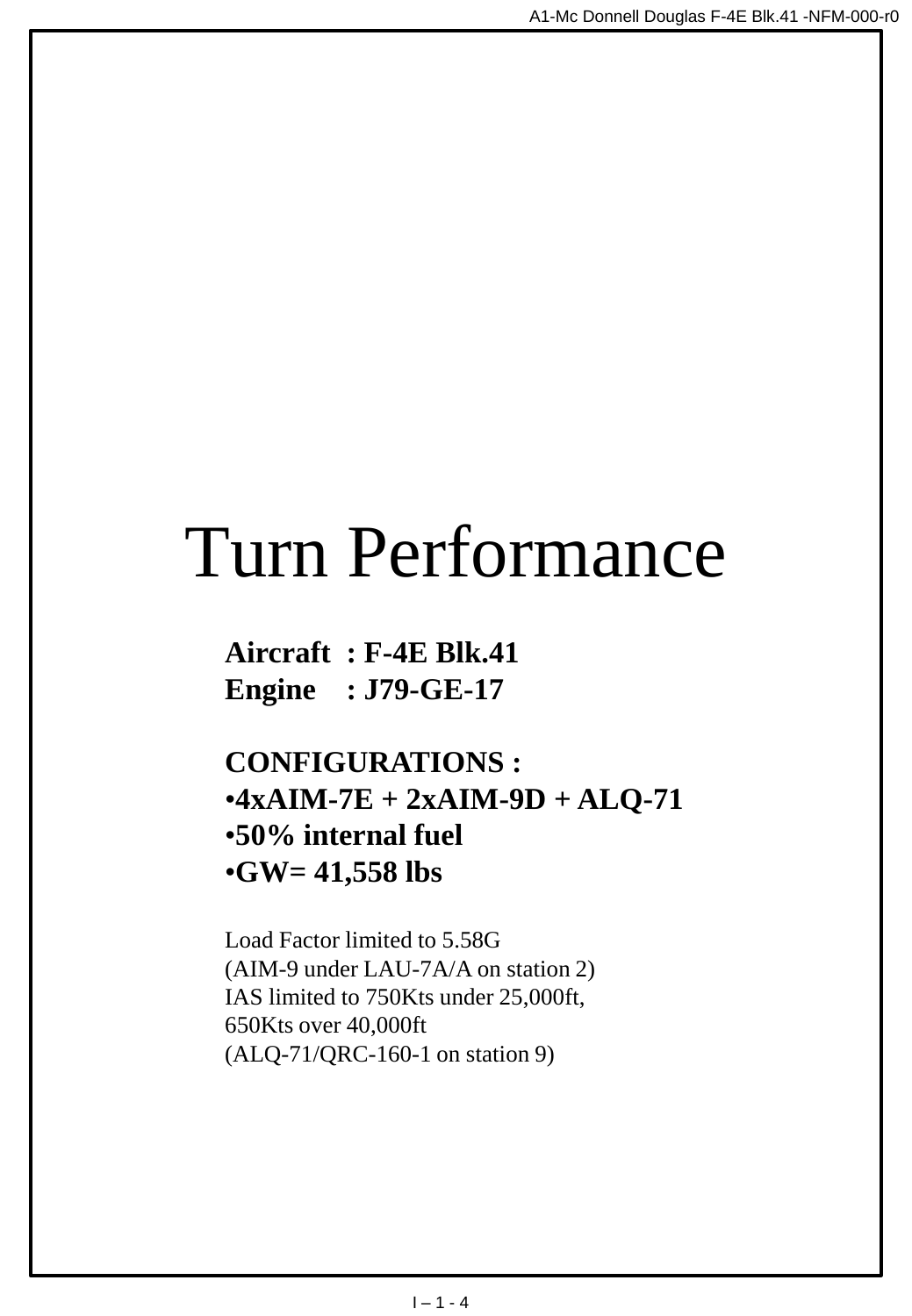# Turn Performance

**Aircraft : F-4E Blk.41**
**Engine : J79-GE-17**

**CONFIGURATIONS :**

- **4xAIM-7E + 2xAIM-9D + ALQ-71**
- **50% internal fuel**
- **GW= 41,558 lbs**

Load Factor limited to 5.58G
(AIM-9 under LAU-7A/A on station 2)
IAS limited to 750Kts under 25,000ft,
650Kts over 40,000ft
(ALQ-71/QRC-160-1 on station 9)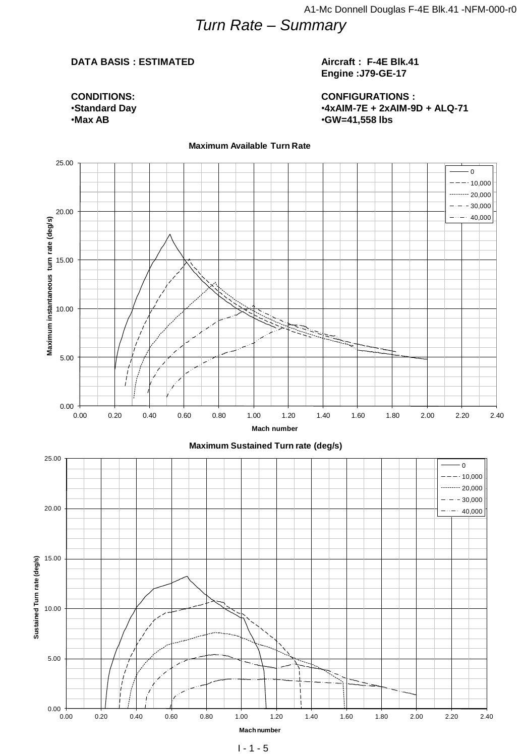# Turn Rate – Summary

**DATA BASIS : ESTIMATED**

**Aircraft : F-4E Blk.41**
**Engine :J79-GE-17**

**CONDITIONS:**
- **Standard Day**
- **Max AB**

**CONFIGURATIONS :**
- **4xAIM-7E + 2xAIM-9D + ALQ-71**
- **GW=41,558 lbs**

**Maximum Available Turn Rate**

Maximum instantaneous turn rate (deg/s) vs. Mach number

Legend: 0, 10,000, 20,000, 30,000, 40,000

**Maximum Sustained Turn rate (deg/s)**

Sustained Turn rate (deg/s) vs. Mach number

Legend: 0, 10,000, 20,000, 30,000, 40,000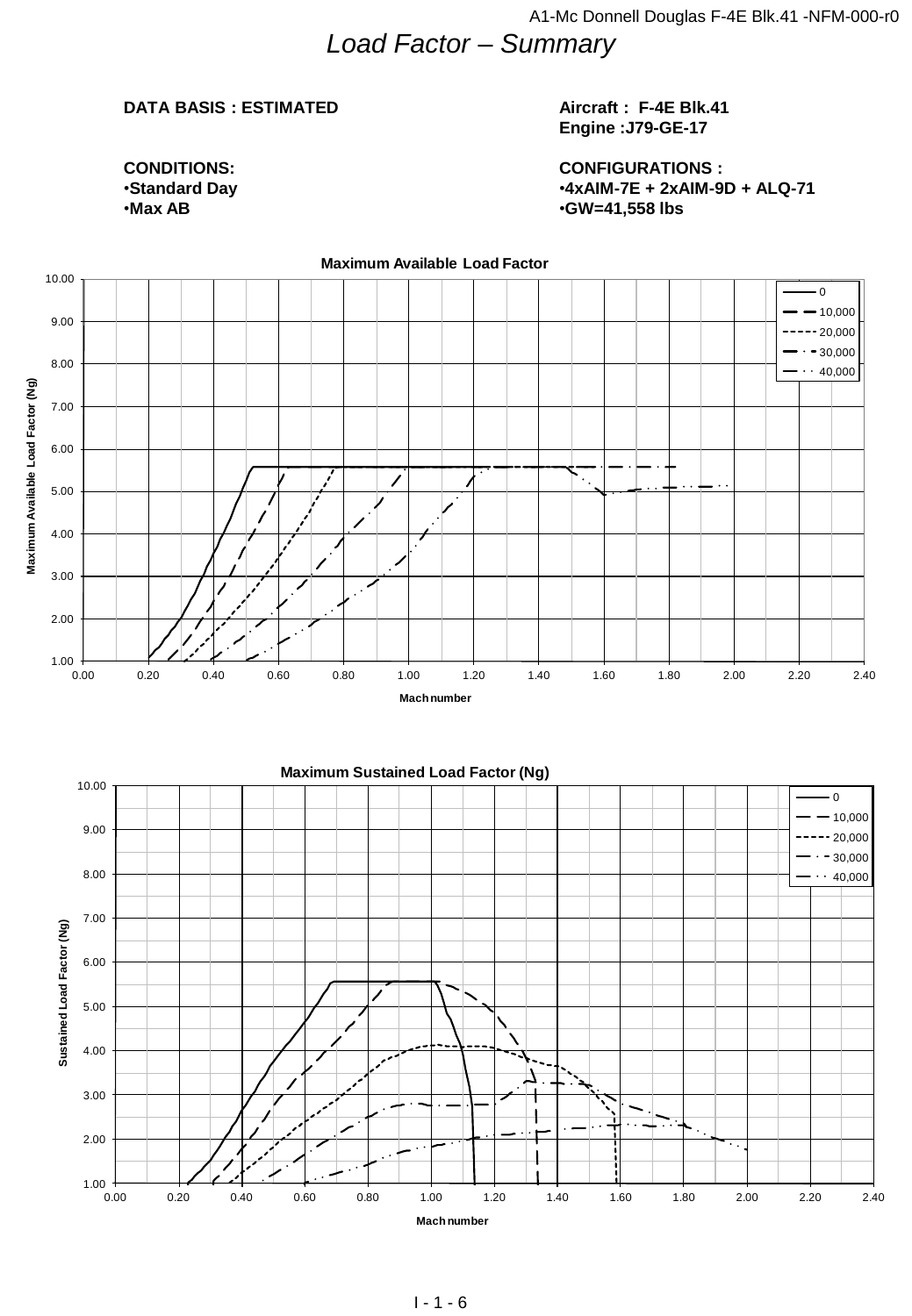# Load Factor – Summary

**DATA BASIS : ESTIMATED**

**Aircraft : F-4E Blk.41**
**Engine :J79-GE-17**

**CONDITIONS:**
- **Standard Day**
- **Max AB**

**CONFIGURATIONS :**
- **4xAIM-7E + 2xAIM-9D + ALQ-71**
- **GW=41,558 lbs**

**Maximum Available Load Factor**

Maximum Available Load Factor (Ng) vs. Mach number — legend: 0, 10,000, 20,000, 30,000, 40,000

**Maximum Sustained Load Factor (Ng)**

Sustained Load Factor (Ng) vs. Mach number — legend: 0, 10,000, 20,000, 30,000, 40,000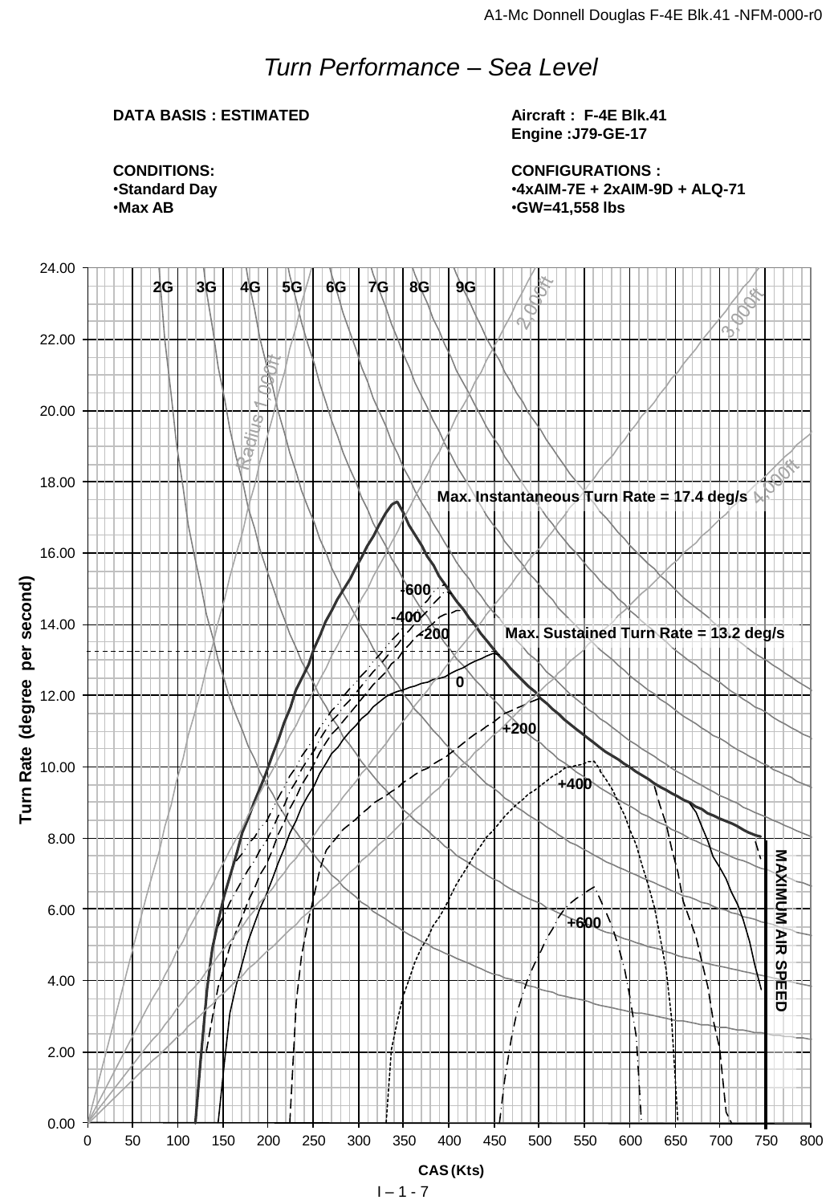# *Turn Performance – Sea Level*

**DATA BASIS : ESTIMATED**

**Aircraft : F-4E Blk.41**
**Engine :J79-GE-17**

**CONDITIONS:**
- **Standard Day**
- **Max AB**

**CONFIGURATIONS :**
- **4xAIM-7E + 2xAIM-9D + ALQ-71**
- **GW=41,558 lbs**

Max. Instantaneous Turn Rate = 17.4 deg/s

Max. Sustained Turn Rate = 13.2 deg/s

2G 3G 4G 5G 6G 7G 8G 9G

Radius 1,000ft 2,000ft 3,000ft 4,000ft

-600 -400 -200 0 +200 +400 +600

MAXIMUM AIR SPEED

Turn Rate (degree per second)

CAS (Kts)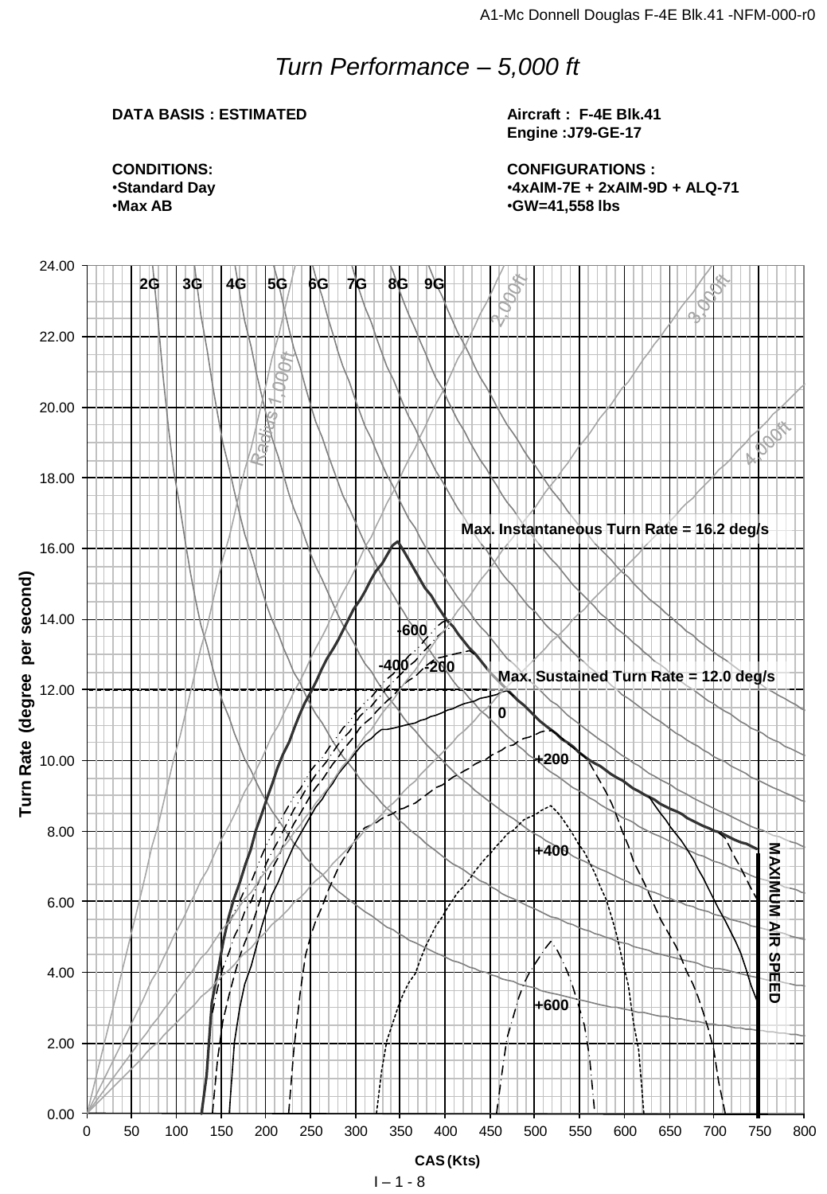# Turn Performance – 5,000 ft

**DATA BASIS : ESTIMATED**

**Aircraft : F-4E Blk.41**
**Engine :J79-GE-17**

**CONDITIONS:**
- **Standard Day**
- **Max AB**

**CONFIGURATIONS :**
- **4xAIM-7E + 2xAIM-9D + ALQ-71**
- **GW=41,558 lbs**

2G 3G 4G 5G 6G 7G 8G 9G

Radius 1,000ft 2,000ft 3,000ft 4,000ft

**Max. Instantaneous Turn Rate = 16.2 deg/s**

**Max. Sustained Turn Rate = 12.0 deg/s**

-600 -400 -200 0 +200 +400 +600

**MAXIMUM AIR SPEED**

Turn Rate (degree per second): 0.00, 2.00, 4.00, 6.00, 8.00, 10.00, 12.00, 14.00, 16.00, 18.00, 20.00, 22.00, 24.00

CAS (Kts): 0, 50, 100, 150, 200, 250, 300, 350, 400, 450, 500, 550, 600, 650, 700, 750, 800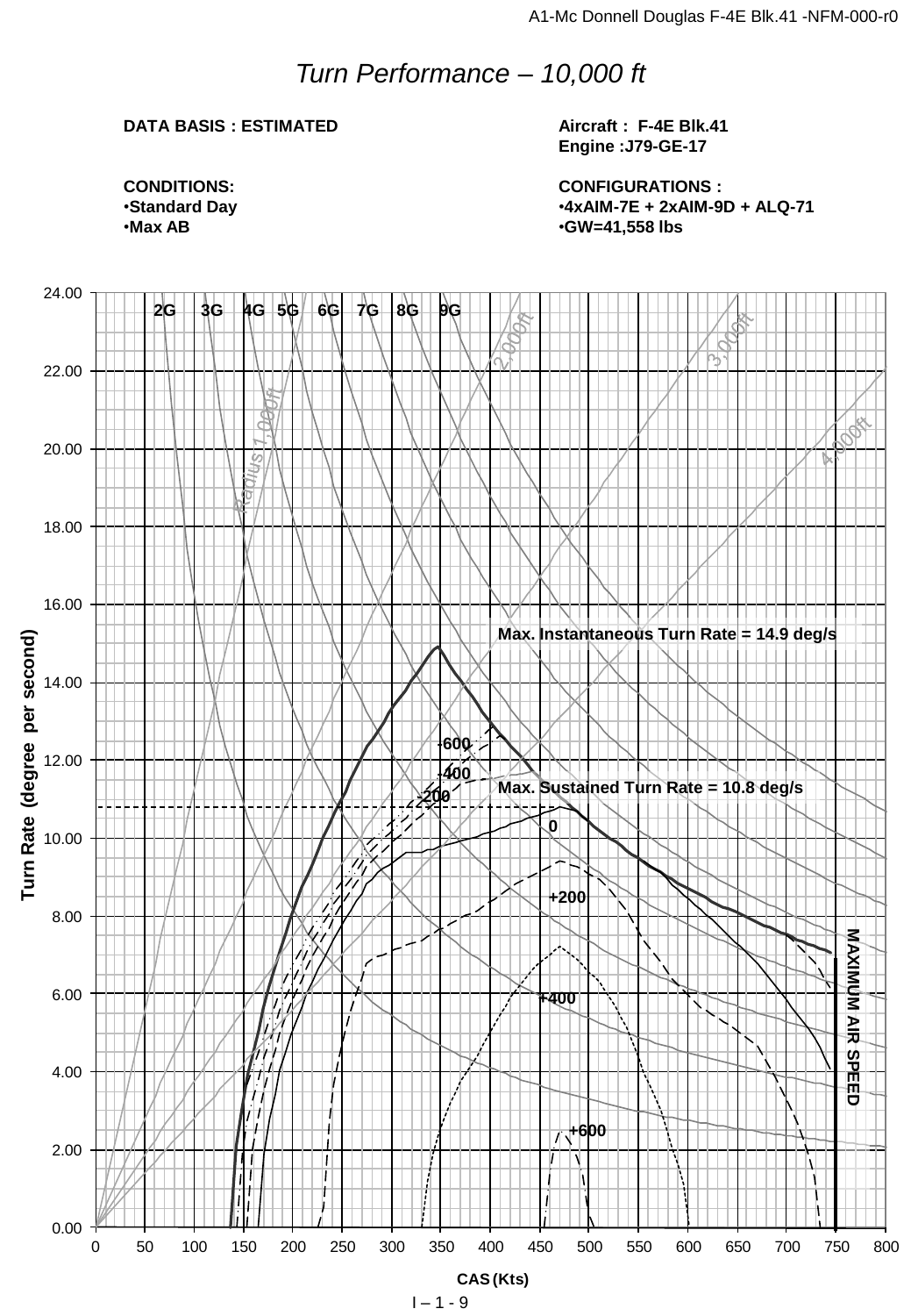# *Turn Performance – 10,000 ft*

**DATA BASIS : ESTIMATED**

**Aircraft : F-4E Blk.41**
**Engine :J79-GE-17**

**CONDITIONS:**
- **Standard Day**
- **Max AB**

**CONFIGURATIONS :**
- **4xAIM-7E + 2xAIM-9D + ALQ-71**
- **GW=41,558 lbs**

2G 3G 4G 5G 6G 7G 8G 9G

Radius 1,000ft 2,000ft 3,000ft 4,000ft

**Max. Instantaneous Turn Rate = 14.9 deg/s**

**Max. Sustained Turn Rate = 10.8 deg/s**

-600 -400 -200 0 +200 +400 +600

**MAXIMUM AIR SPEED**

**Turn Rate (degree per second)**

**CAS (Kts)**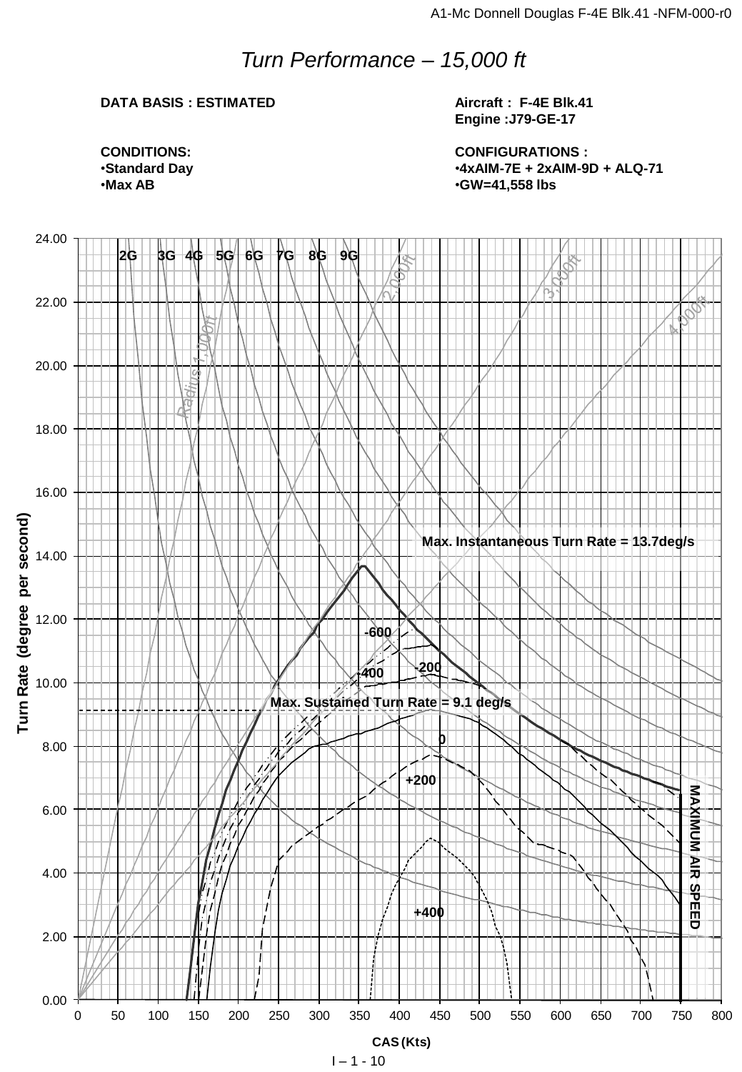# *Turn Performance – 15,000 ft*

**DATA BASIS : ESTIMATED**

**Aircraft : F-4E Blk.41**
**Engine :J79-GE-17**

**CONDITIONS:**
- **Standard Day**
- **Max AB**

**CONFIGURATIONS :**
- **4xAIM-7E + 2xAIM-9D + ALQ-71**
- **GW=41,558 lbs**

Turn Rate (degree per second)

2G 3G 4G 5G 6G 7G 8G 9G

Radius 1,000ft 2,000ft 3,000ft 4,000ft

**Max. Instantaneous Turn Rate = 13.7deg/s**

**Max. Sustained Turn Rate = 9.1 deg/s**

-600 -400 -200 0 +200 +400

**MAXIMUM AIR SPEED**

**CAS (Kts)**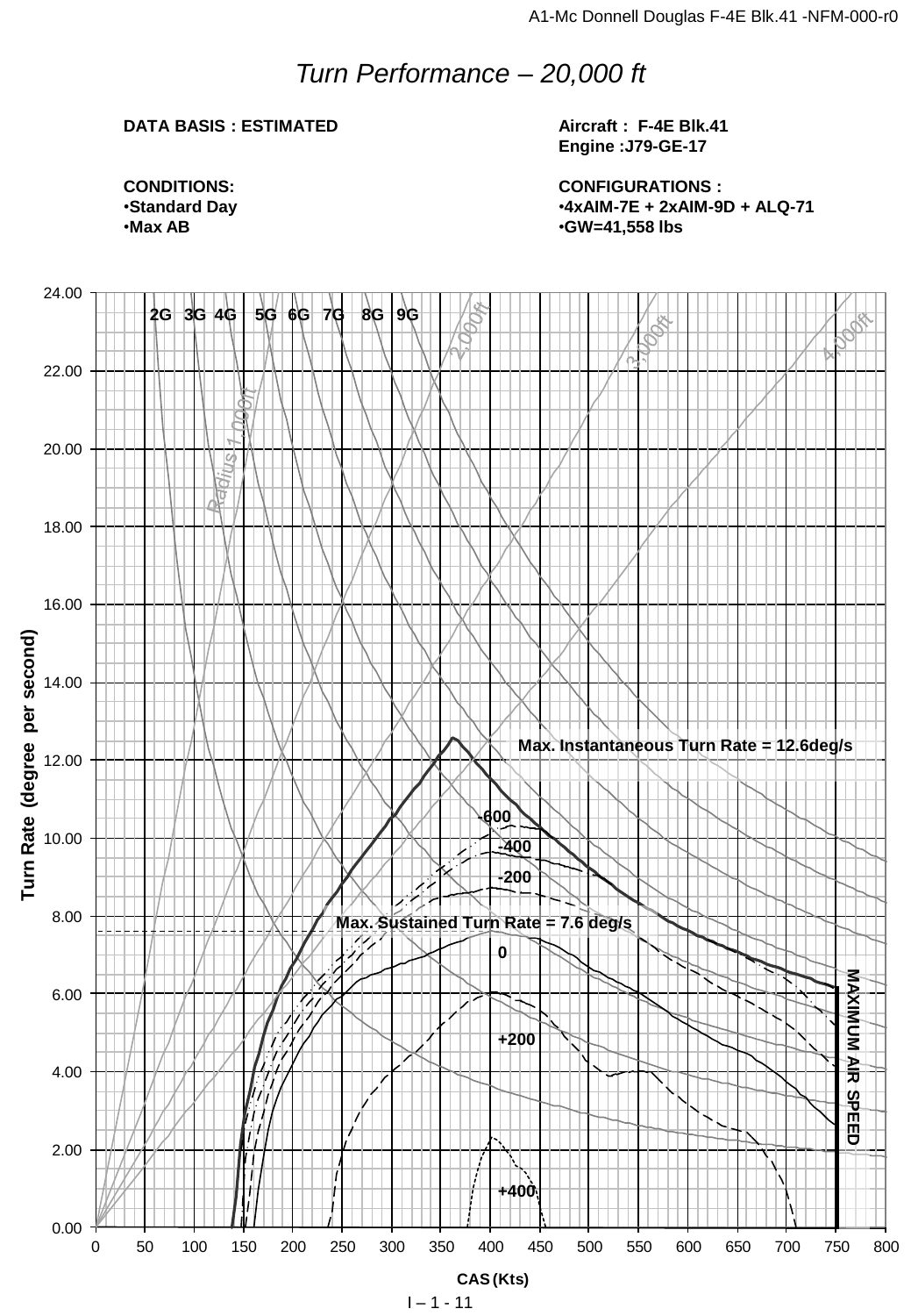# *Turn Performance – 20,000 ft*

**DATA BASIS : ESTIMATED**

**Aircraft : F-4E Blk.41**
**Engine :J79-GE-17**

**CONDITIONS:**
- **Standard Day**
- **Max AB**

**CONFIGURATIONS :**
- **4xAIM-7E + 2xAIM-9D + ALQ-71**
- **GW=41,558 lbs**

Turn Rate (degree per second)

2G 3G 4G 5G 6G 7G 8G 9G

Radius 1,000ft 2,000ft 3,000ft 4,000ft

Max. Instantaneous Turn Rate = 12.6deg/s

-600 -400 -200

Max. Sustained Turn Rate = 7.6 deg/s

0 +200 +400

MAXIMUM AIR SPEED

CAS (Kts)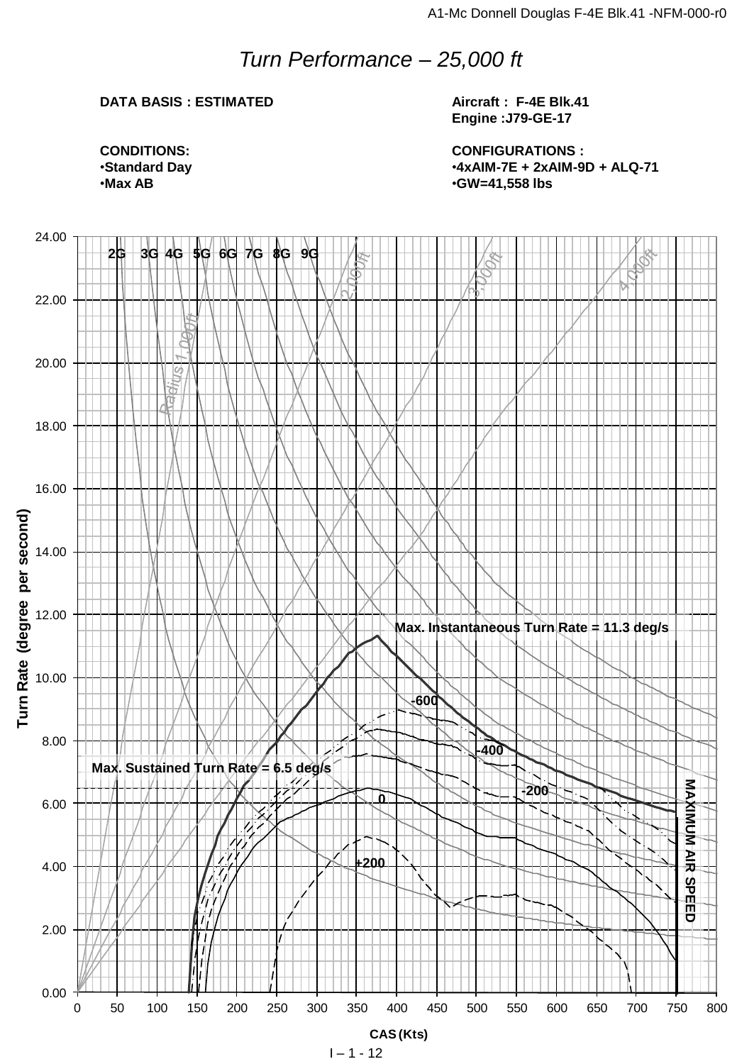# Turn Performance – 25,000 ft

**DATA BASIS : ESTIMATED**

**Aircraft : F-4E Blk.41**
**Engine :J79-GE-17**

**CONDITIONS:**
- **Standard Day**
- **Max AB**

**CONFIGURATIONS :**
- **4xAIM-7E + 2xAIM-9D + ALQ-71**
- **GW=41,558 lbs**

Max. Instantaneous Turn Rate = 11.3 deg/s

Max. Sustained Turn Rate = 6.5 deg/s

MAXIMUM AIR SPEED

Turn Rate (degree per second)

CAS (Kts)

2G 3G 4G 5G 6G 7G 8G 9G

Radius 1,000ft, 2,000ft, 3,000ft, 4,000ft

-600, -400, -200, 0, +200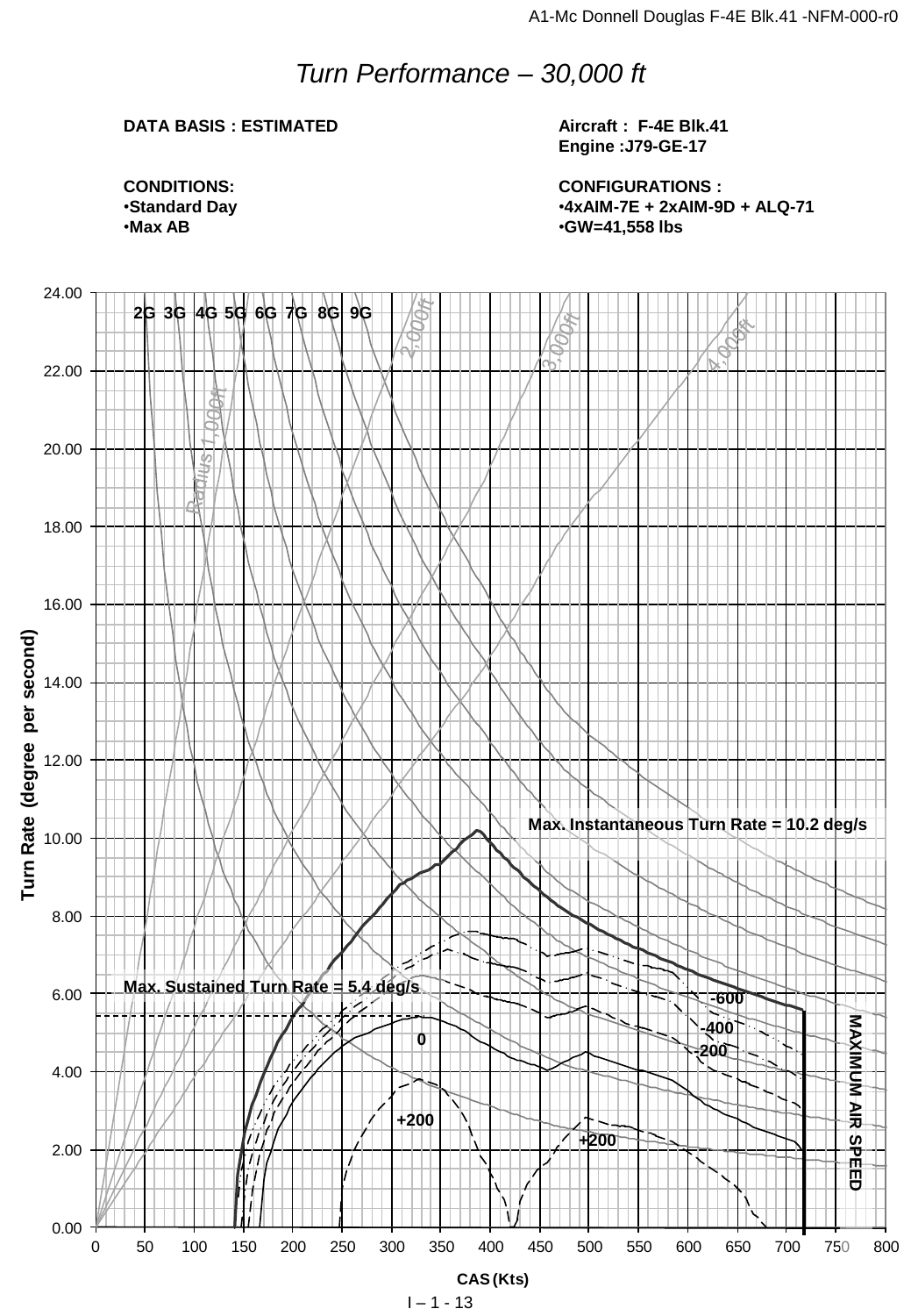# *Turn Performance – 30,000 ft*

**DATA BASIS : ESTIMATED**

**Aircraft : F-4E Blk.41**
**Engine :J79-GE-17**

**CONDITIONS:**
- **Standard Day**
- **Max AB**

**CONFIGURATIONS :**
- **4xAIM-7E + 2xAIM-9D + ALQ-71**
- **GW=41,558 lbs**

2G 3G 4G 5G 6G 7G 8G 9G

Radius 1,000ft 2,000ft 3,000ft 4,000ft

**Max. Instantaneous Turn Rate = 10.2 deg/s**

**Max. Sustained Turn Rate = 5.4 deg/s**

-600 -400 -200 0 +200 +200

**MAXIMUM AIR SPEED**

**Turn Rate (degree per second)**

**CAS (Kts)**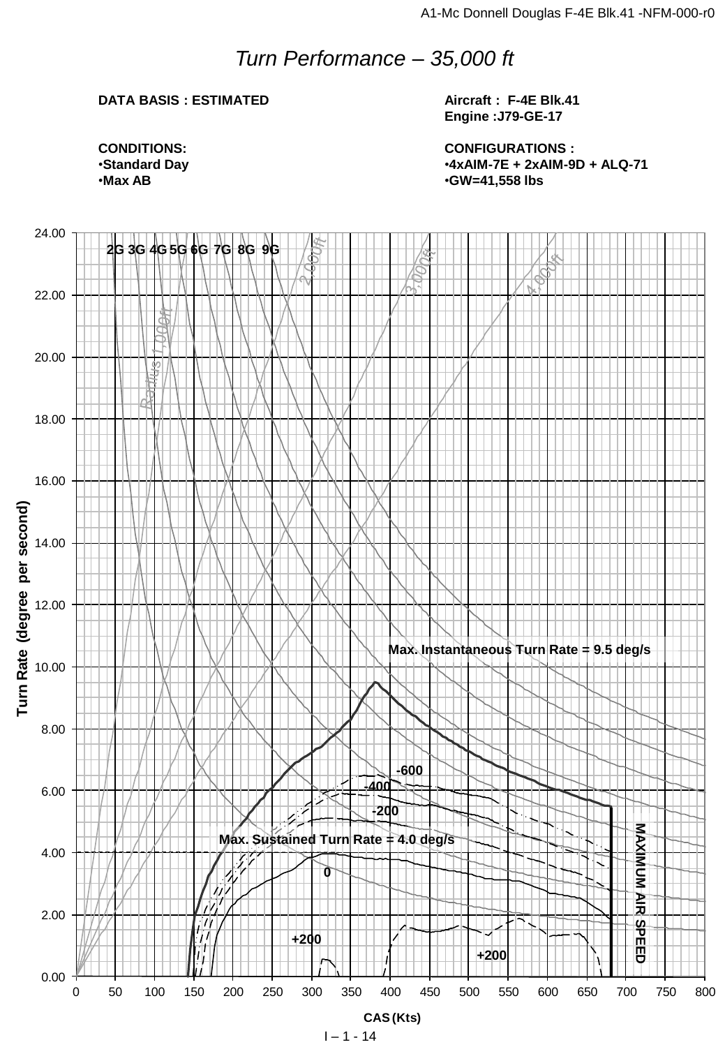# *Turn Performance – 35,000 ft*

**DATA BASIS : ESTIMATED**

**Aircraft : F-4E Blk.41**
**Engine :J79-GE-17**

**CONDITIONS:**
- **Standard Day**
- **Max AB**

**CONFIGURATIONS :**
- **4xAIM-7E + 2xAIM-9D + ALQ-71**
- **GW=41,558 lbs**

2G 3G 4G 5G 6G 7G 8G 9G

Radius 1,000ft

2,000ft

3,000ft

4,000ft

**Max. Instantaneous Turn Rate = 9.5 deg/s**

**-600**

**-400**

**-200**

**Max. Sustained Turn Rate = 4.0 deg/s**

**0**

**+200**

**+200**

**MAXIMUM AIR SPEED**

**Turn Rate (degree per second)**: 0.00, 2.00, 4.00, 6.00, 8.00, 10.00, 12.00, 14.00, 16.00, 18.00, 20.00, 22.00, 24.00

**CAS (Kts)**: 0, 50, 100, 150, 200, 250, 300, 350, 400, 450, 500, 550, 600, 650, 700, 750, 800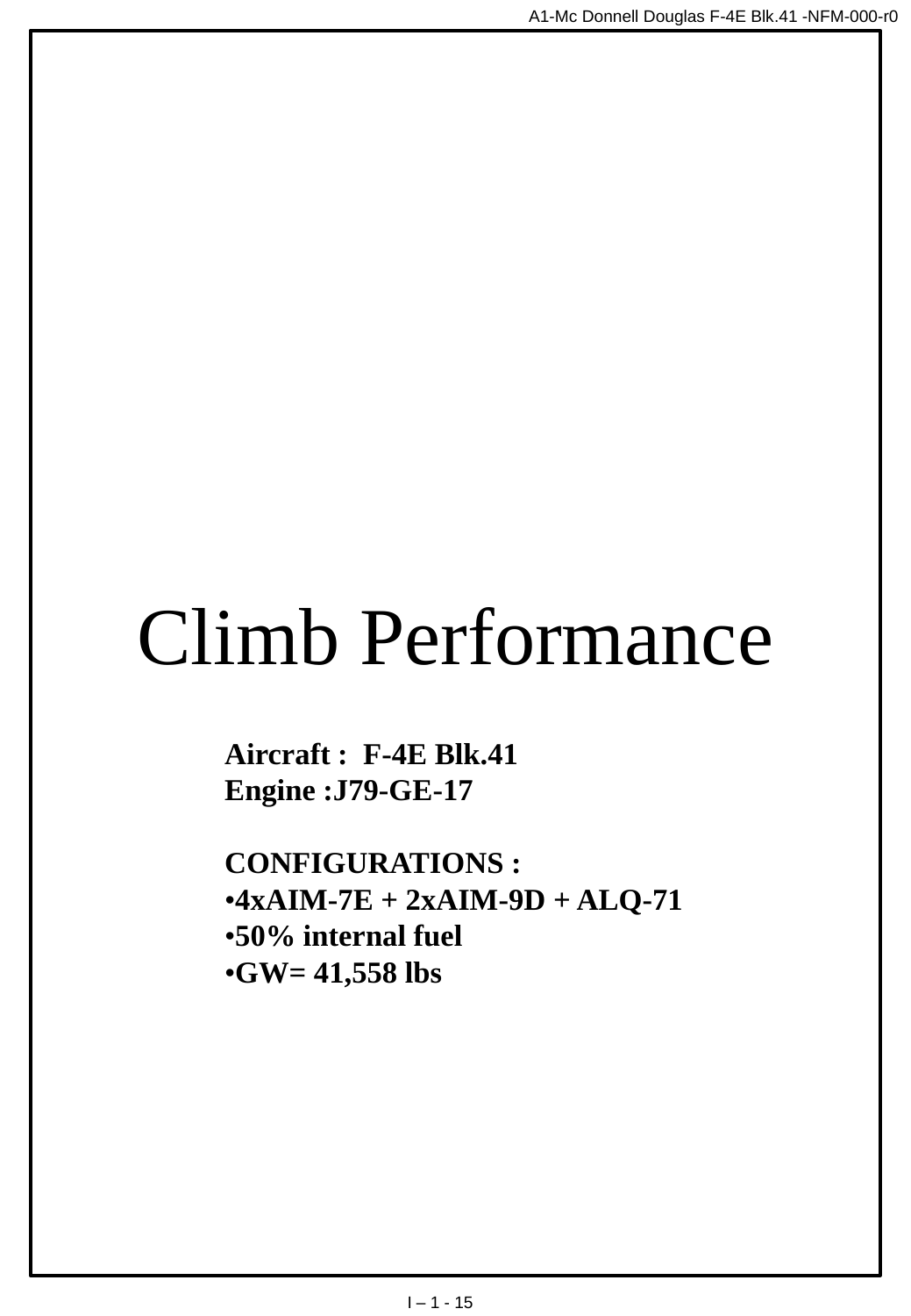# Climb Performance

**Aircraft : F-4E Blk.41**
**Engine :J79-GE-17**

**CONFIGURATIONS :**

- **4xAIM-7E + 2xAIM-9D + ALQ-71**
- **50% internal fuel**
- **GW= 41,558 lbs**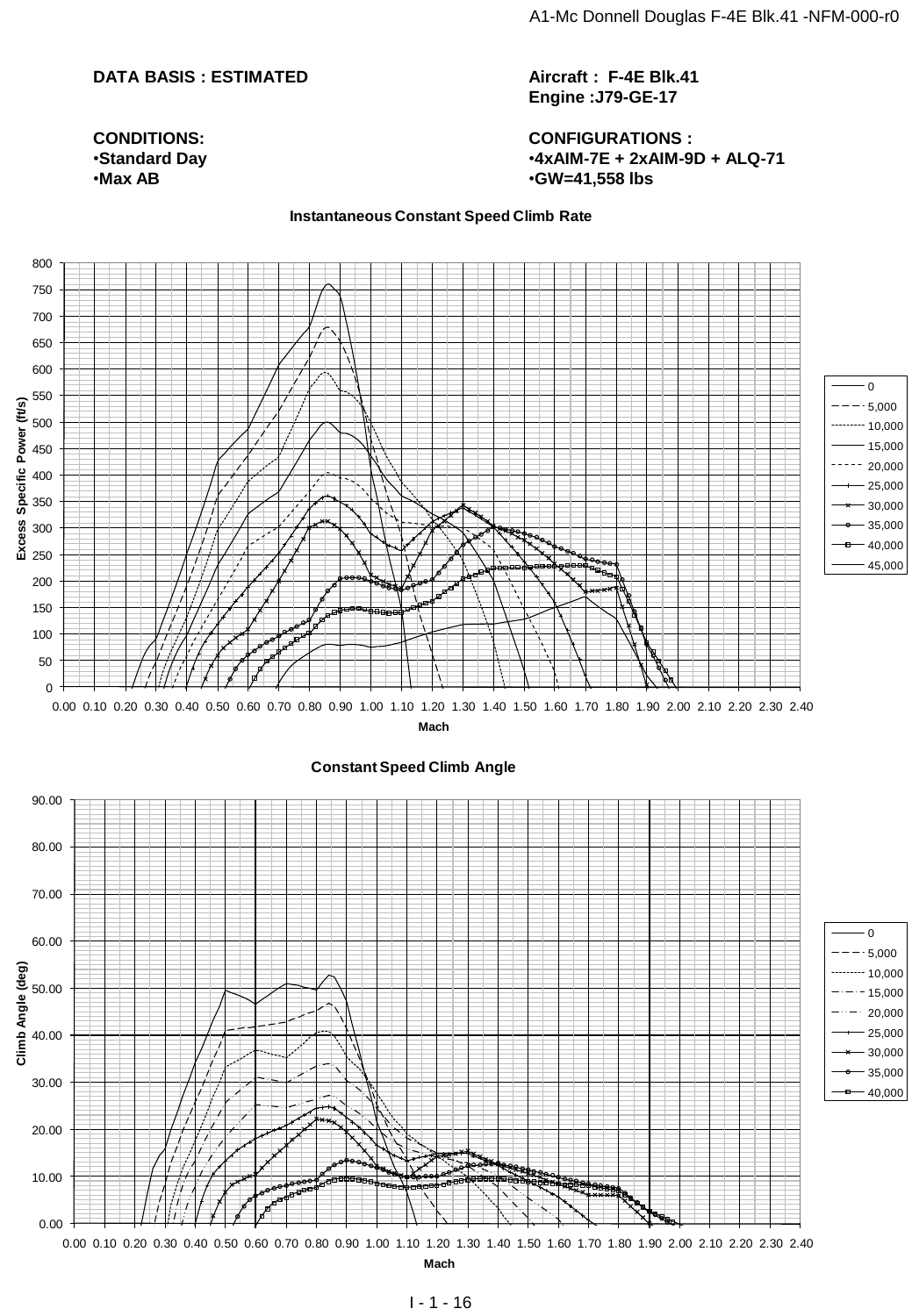**DATA BASIS : ESTIMATED**

**Aircraft : F-4E Blk.41**
**Engine :J79-GE-17**

**CONDITIONS:**
- **Standard Day**
- **Max AB**

**CONFIGURATIONS :**
- **4xAIM-7E + 2xAIM-9D + ALQ-71**
- **GW=41,558 lbs**

**Instantaneous Constant Speed Climb Rate**

Excess Specific Power (ft/s) vs. Mach

Legend: 0, 5,000, 10,000, 15,000, 20,000, 25,000, 30,000, 35,000, 40,000, 45,000

**Constant Speed Climb Angle**

Climb Angle (deg) vs. Mach

Legend: 0, 5,000, 10,000, 15,000, 20,000, 25,000, 30,000, 35,000, 40,000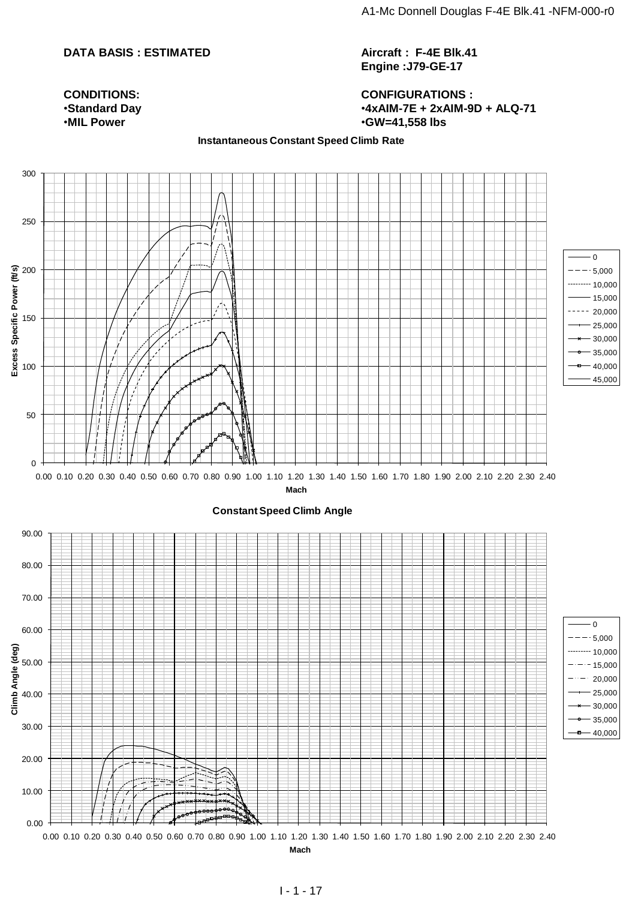**DATA BASIS : ESTIMATED**

**Aircraft : F-4E Blk.41**
**Engine :J79-GE-17**

**CONDITIONS:**
- **Standard Day**
- **MIL Power**

**CONFIGURATIONS :**
- **4xAIM-7E + 2xAIM-9D + ALQ-71**
- **GW=41,558 lbs**

**Instantaneous Constant Speed Climb Rate**

Excess Specific Power (ft/s) vs. Mach — Legend: 0, 5,000, 10,000, 15,000, 20,000, 25,000, 30,000, 35,000, 40,000, 45,000

**Constant Speed Climb Angle**

Climb Angle (deg) vs. Mach — Legend: 0, 5,000, 10,000, 15,000, 20,000, 25,000, 30,000, 35,000, 40,000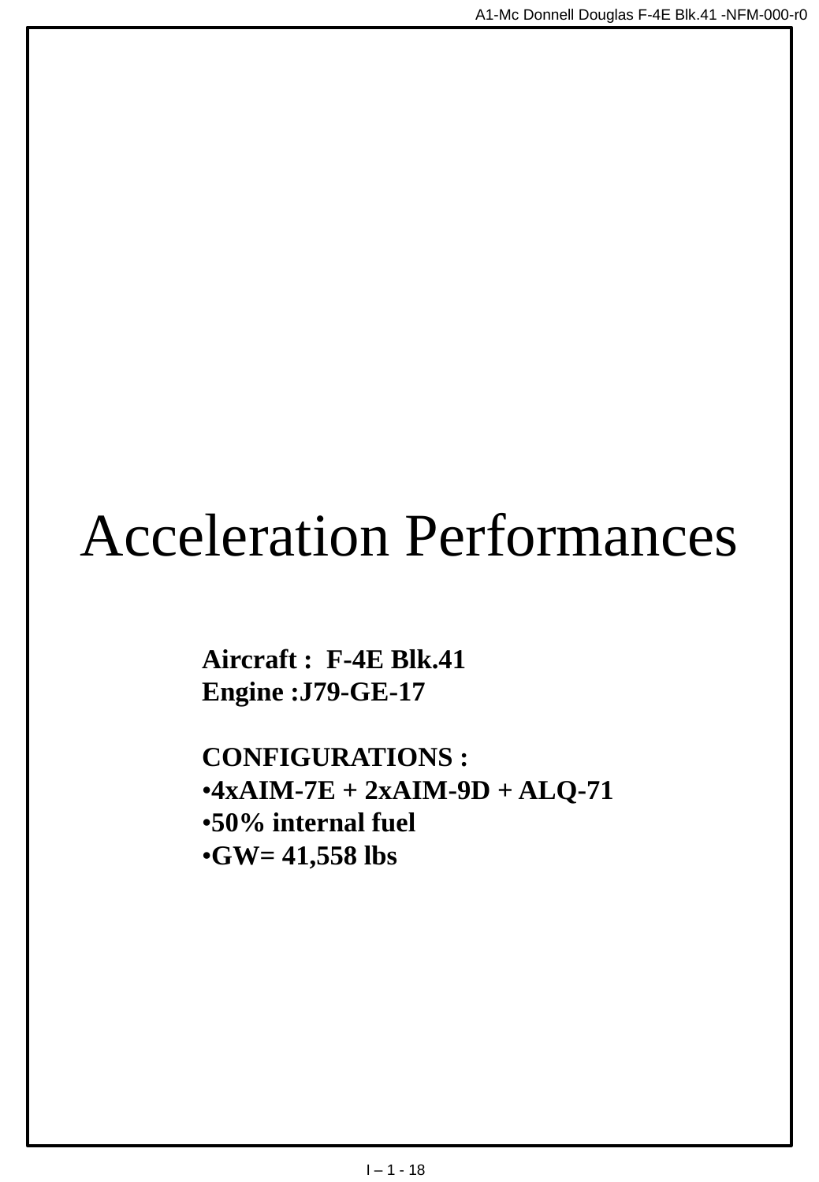# Acceleration Performances

**Aircraft : F-4E Blk.41**
**Engine :J79-GE-17**

**CONFIGURATIONS :**

- **4xAIM-7E + 2xAIM-9D + ALQ-71**
- **50% internal fuel**
- **GW= 41,558 lbs**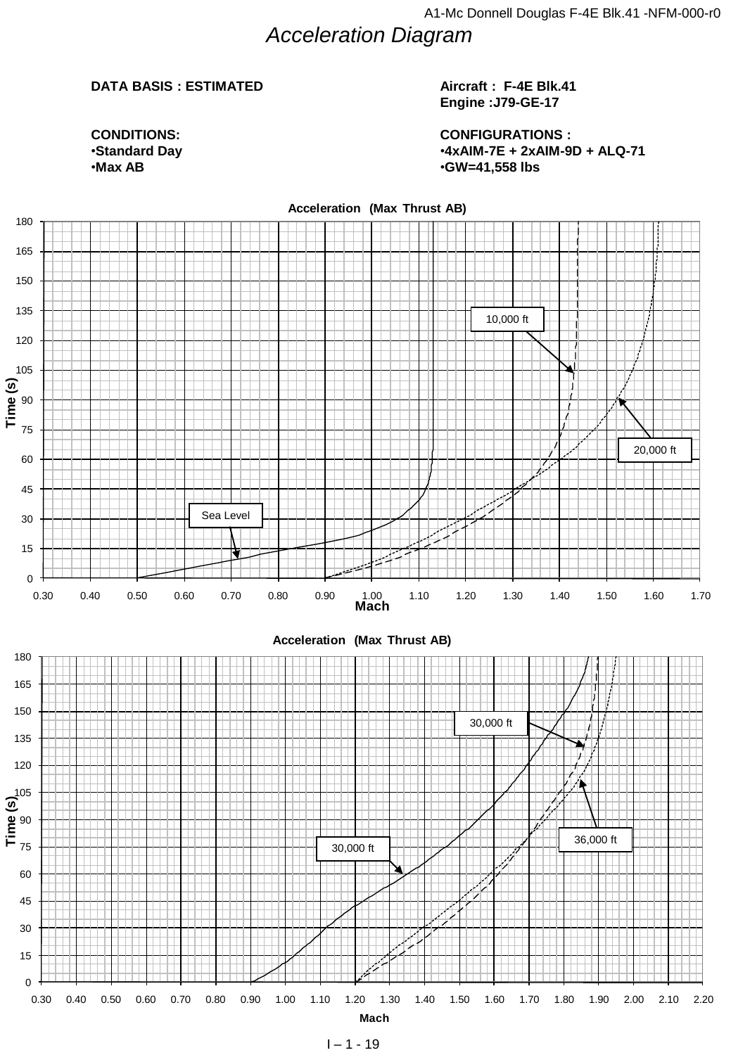# Acceleration Diagram

**DATA BASIS : ESTIMATED**

**CONDITIONS:**
- **Standard Day**
- **Max AB**

**Aircraft : F-4E Blk.41**
**Engine :J79-GE-17**

**CONFIGURATIONS :**
- **4xAIM-7E + 2xAIM-9D + ALQ-71**
- **GW=41,558 lbs**

**Acceleration (Max Thrust AB)**

Time (s) vs. Mach (0.30 – 1.70): curves for Sea Level, 10,000 ft, 20,000 ft

**Acceleration (Max Thrust AB)**

Time (s) vs. Mach (0.30 – 2.20): curves for 30,000 ft, 30,000 ft, 36,000 ft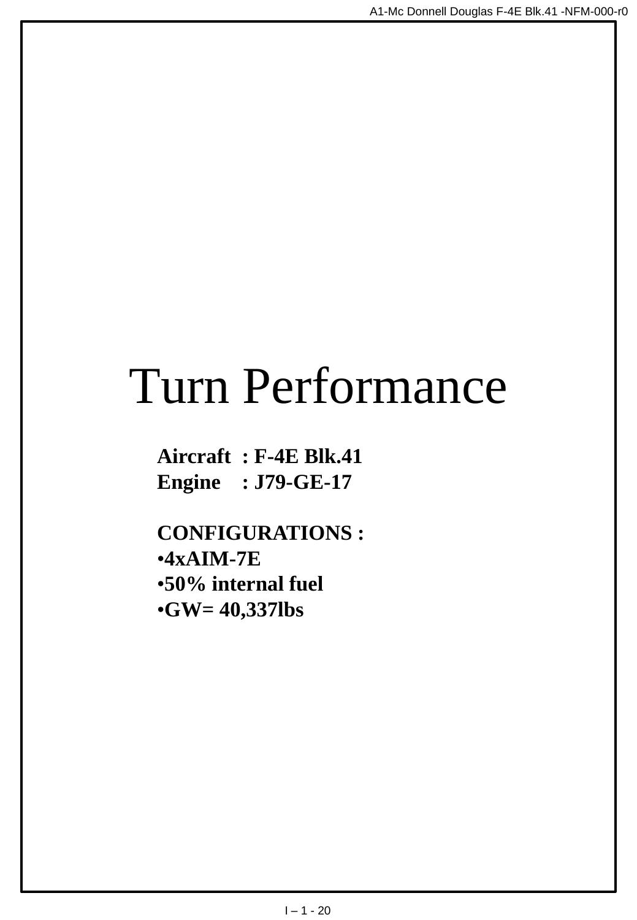# Turn Performance

**Aircraft : F-4E Blk.41**
**Engine : J79-GE-17**

**CONFIGURATIONS :**

- **4xAIM-7E**
- **50% internal fuel**
- **GW= 40,337lbs**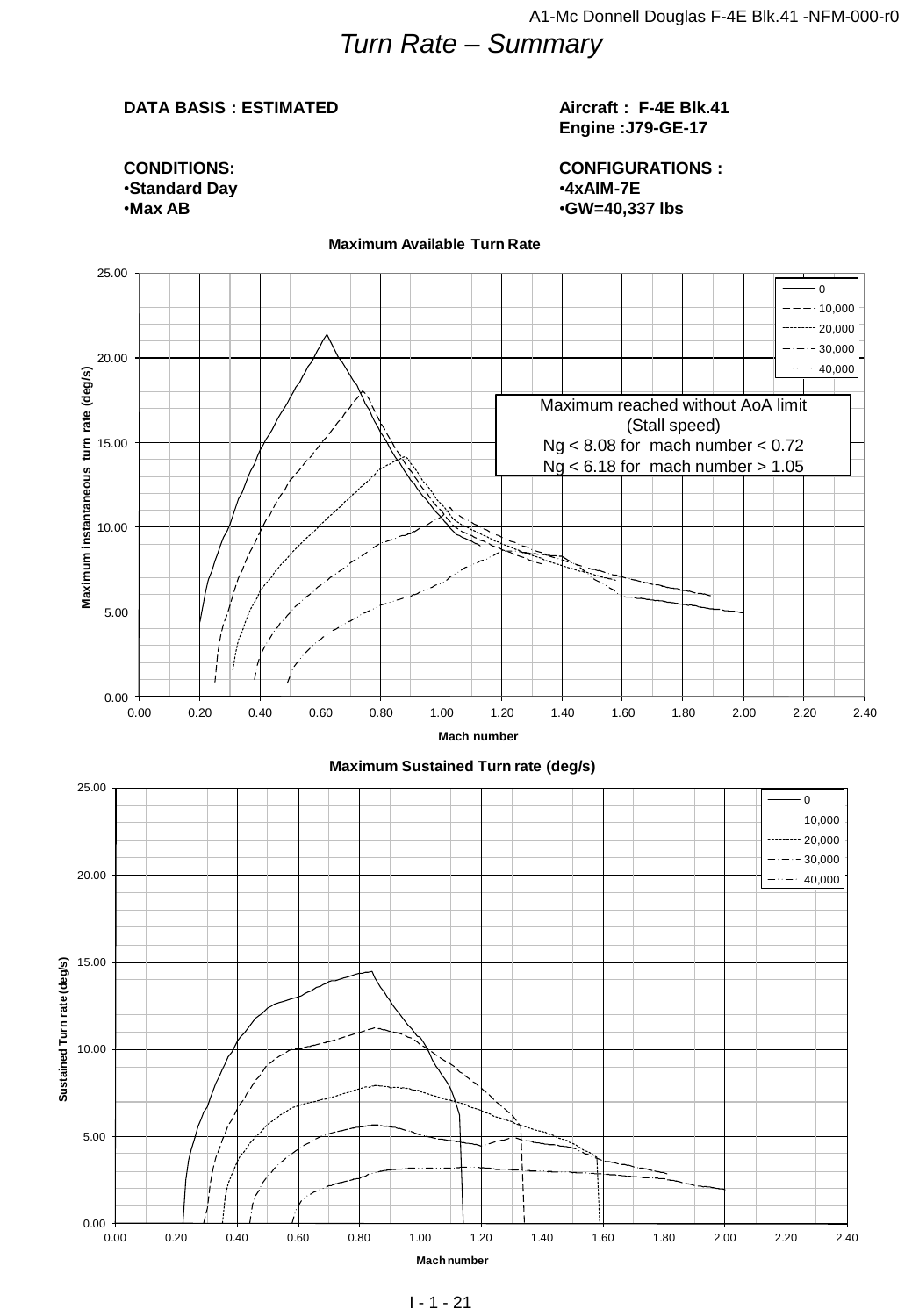# Turn Rate – Summary

**DATA BASIS : ESTIMATED**

**Aircraft : F-4E Blk.41**
**Engine :J79-GE-17**

**CONDITIONS:**
- **Standard Day**
- **Max AB**

**CONFIGURATIONS :**
- **4xAIM-7E**
- **GW=40,337 lbs**

**Maximum Available Turn Rate**

Legend: 0, 10,000, 20,000, 30,000, 40,000

Maximum reached without AoA limit
(Stall speed)
Ng < 8.08 for mach number < 0.72
Ng < 6.18 for mach number > 1.05

Y-axis: Maximum instantaneous turn rate (deg/s)
X-axis: Mach number

**Maximum Sustained Turn rate (deg/s)**

Legend: 0, 10,000, 20,000, 30,000, 40,000

Y-axis: Sustained Turn rate (deg/s)
X-axis: Mach number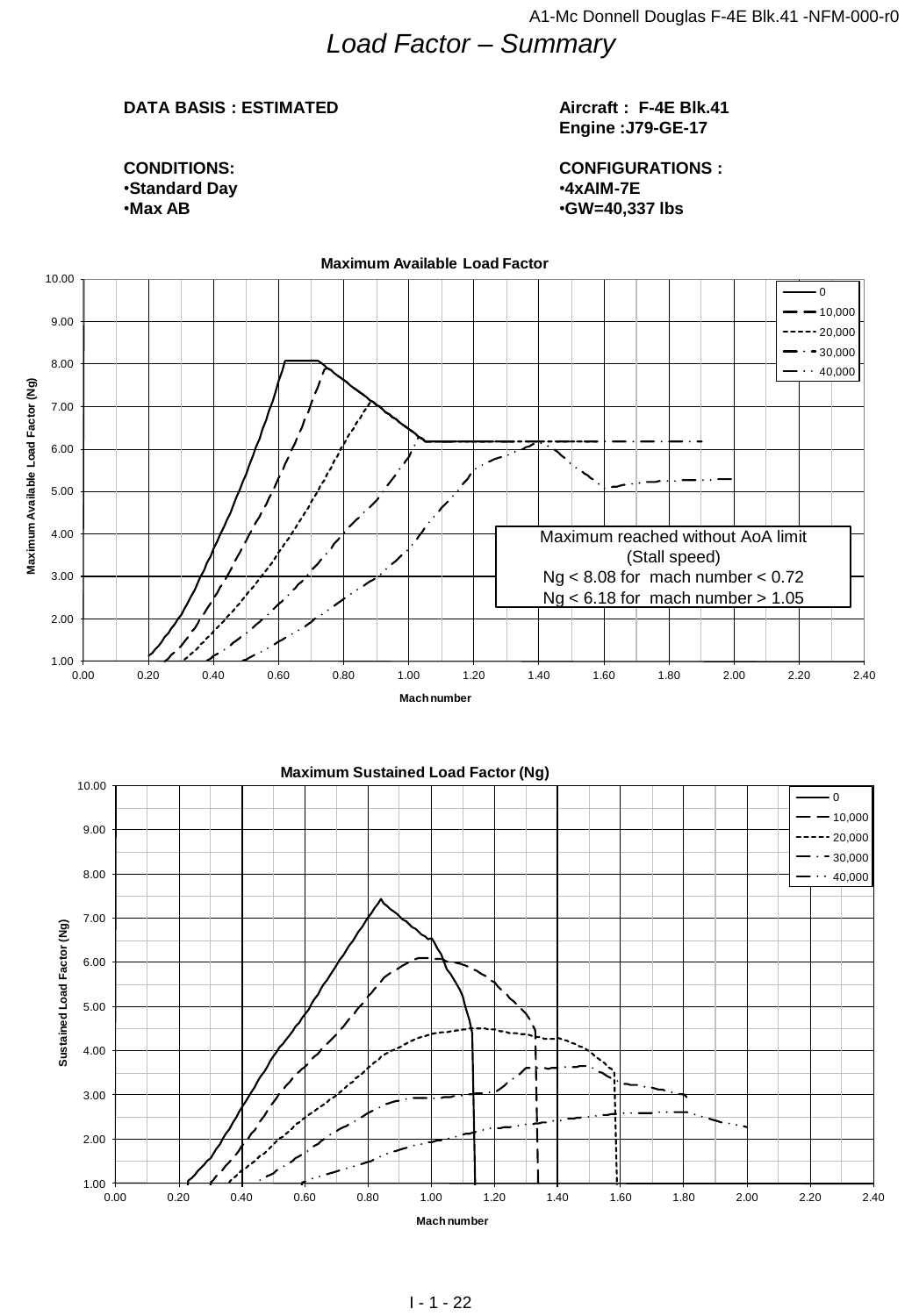# *Load Factor – Summary*

**DATA BASIS : ESTIMATED**

**Aircraft : F-4E Blk.41**
**Engine :J79-GE-17**

**CONDITIONS:**
- **Standard Day**
- **Max AB**

**CONFIGURATIONS :**
- **4xAIM-7E**
- **GW=40,337 lbs**

**Maximum Available Load Factor**

Legend: 0, 10,000, 20,000, 30,000, 40,000

Y-axis: Maximum Available Load Factor (Ng) — 1.00 to 10.00
X-axis: Mach number — 0.00 to 2.40

Maximum reached without AoA limit
(Stall speed)
Ng < 8.08 for mach number < 0.72
Ng < 6.18 for mach number > 1.05

**Maximum Sustained Load Factor (Ng)**

Legend: 0, 10,000, 20,000, 30,000, 40,000

Y-axis: Sustained Load Factor (Ng) — 1.00 to 10.00
X-axis: Mach number — 0.00 to 2.40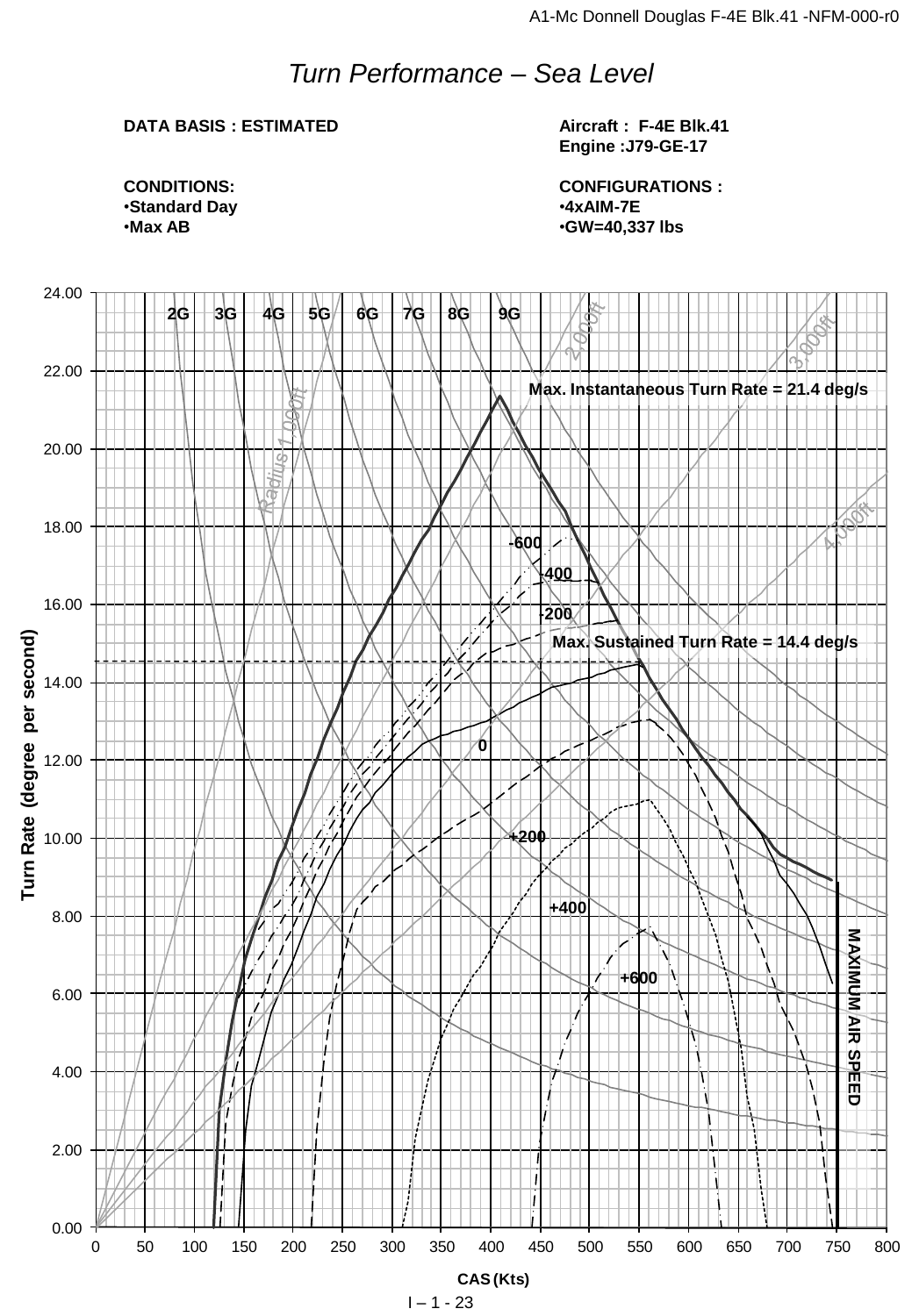# *Turn Performance – Sea Level*

**DATA BASIS : ESTIMATED**

**Aircraft : F-4E Blk.41**
**Engine :J79-GE-17**

**CONDITIONS:**
- **Standard Day**
- **Max AB**

**CONFIGURATIONS :**
- **4xAIM-7E**
- **GW=40,337 lbs**

Max. Instantaneous Turn Rate = 21.4 deg/s

Max. Sustained Turn Rate = 14.4 deg/s

2G 3G 4G 5G 6G 7G 8G 9G

Radius 1,000ft 2,000ft 3,000ft 4,000ft

-600 -400 -200 0 +200 +400 +600

MAXIMUM AIR SPEED

Turn Rate (degree per second)

CAS (Kts)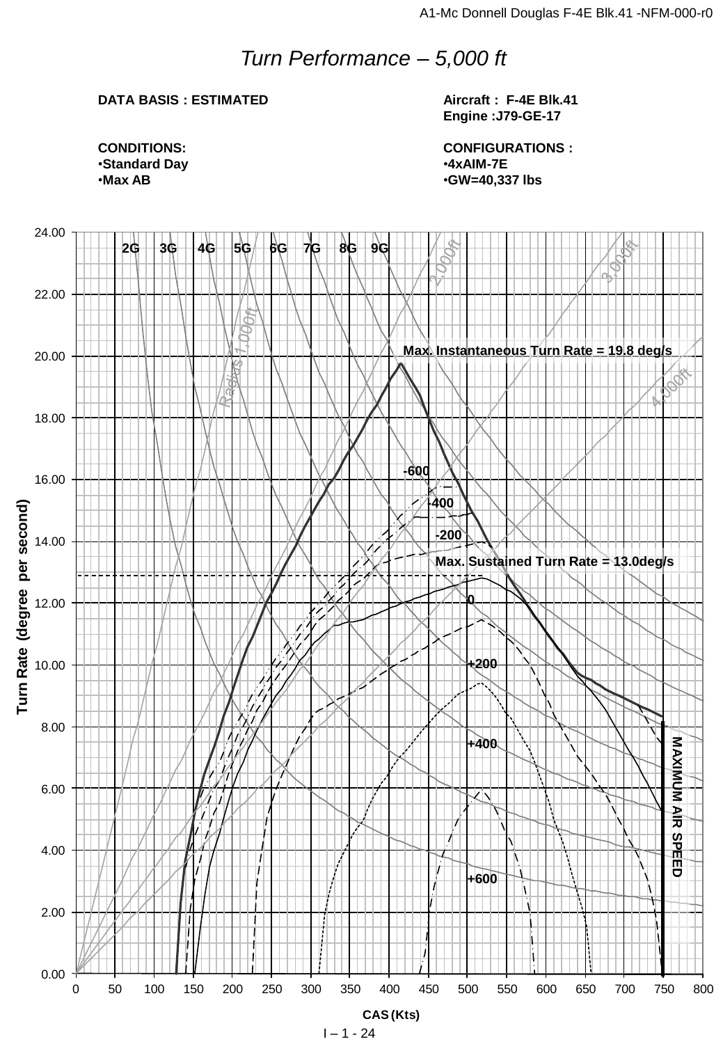# *Turn Performance – 5,000 ft*

**DATA BASIS : ESTIMATED**

**Aircraft : F-4E Blk.41**
**Engine :J79-GE-17**

**CONDITIONS:**
- **Standard Day**
- **Max AB**

**CONFIGURATIONS :**
- **4xAIM-7E**
- **GW=40,337 lbs**

2G 3G 4G 5G 6G 7G 8G 9G

Radius 1,000ft 2,000ft 3,000ft 4,000ft

**Max. Instantaneous Turn Rate = 19.8 deg/s**

**Max. Sustained Turn Rate = 13.0deg/s**

-600 -400 -200 0 +200 +400 +600

**MAXIMUM AIR SPEED**

**Turn Rate (degree per second)**

**CAS (Kts)**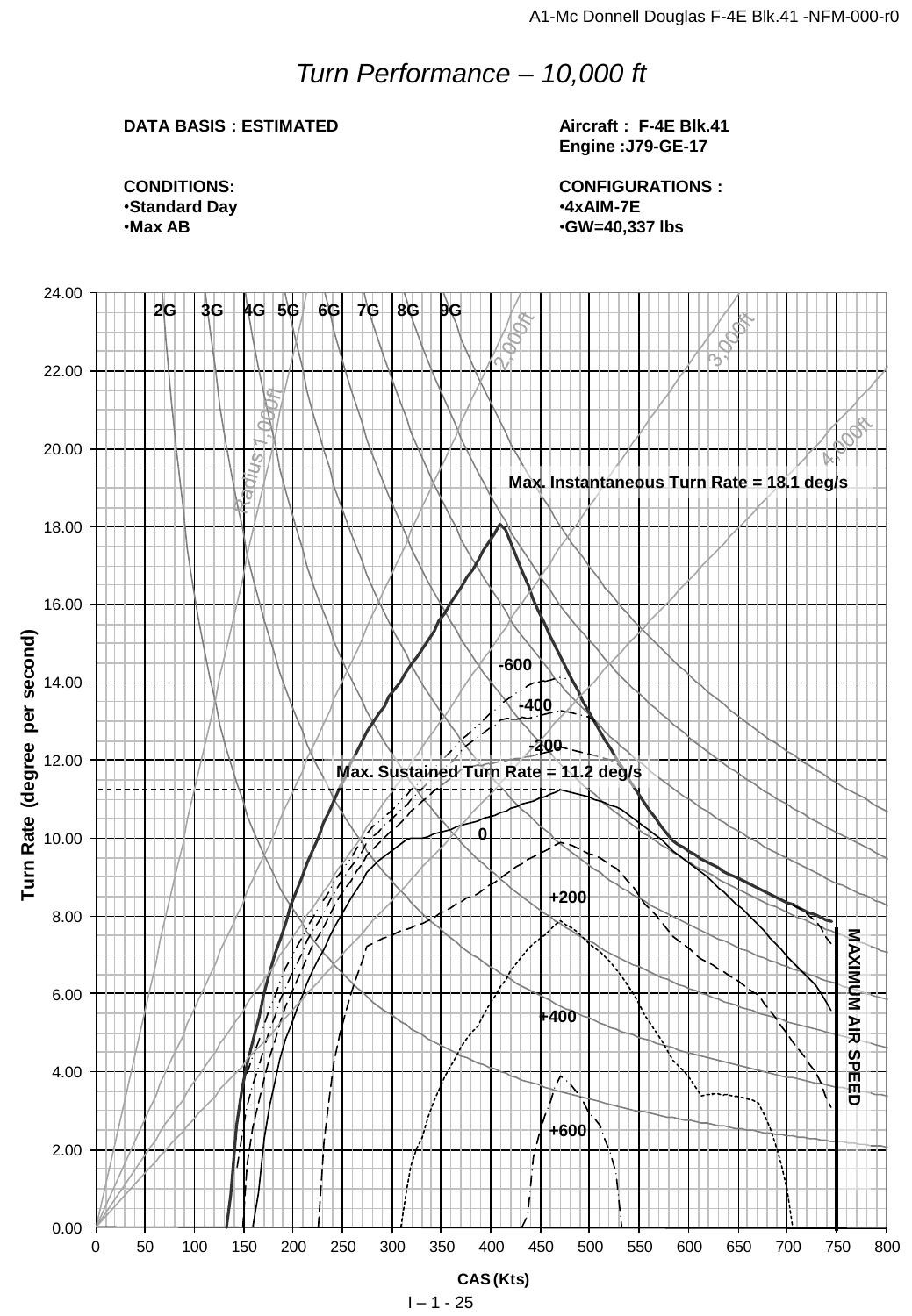# *Turn Performance – 10,000 ft*

**DATA BASIS : ESTIMATED**

**CONDITIONS:**
- **Standard Day**
- **Max AB**

**Aircraft : F-4E Blk.41**
**Engine :J79-GE-17**

**CONFIGURATIONS :**
- **4xAIM-7E**
- **GW=40,337 lbs**

2G 3G 4G 5G 6G 7G 8G 9G

Radius 1,000ft
2,000ft
3,000ft
4,000ft

Max. Instantaneous Turn Rate = 18.1 deg/s

Max. Sustained Turn Rate = 11.2 deg/s

-600
-400
-200
0
+200
+400
+600

MAXIMUM AIR SPEED

Turn Rate (degree per second)

CAS (Kts)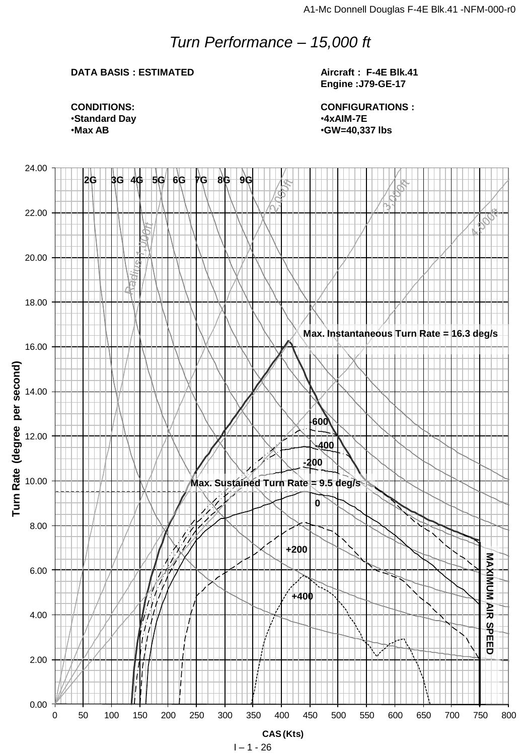# *Turn Performance – 15,000 ft*

**DATA BASIS : ESTIMATED**

**CONDITIONS:**
- **Standard Day**
- **Max AB**

**Aircraft : F-4E Blk.41**
**Engine :J79-GE-17**

**CONFIGURATIONS :**
- **4xAIM-7E**
- **GW=40,337 lbs**

2G 3G 4G 5G 6G 7G 8G 9G

Radius 1,000ft 2,000ft 3,000ft 4,000ft

Max. Instantaneous Turn Rate = 16.3 deg/s

-600

-400

-200

Max. Sustained Turn Rate = 9.5 deg/s

0

+200

+400

MAXIMUM AIR SPEED

Turn Rate (degree per second)

CAS (Kts)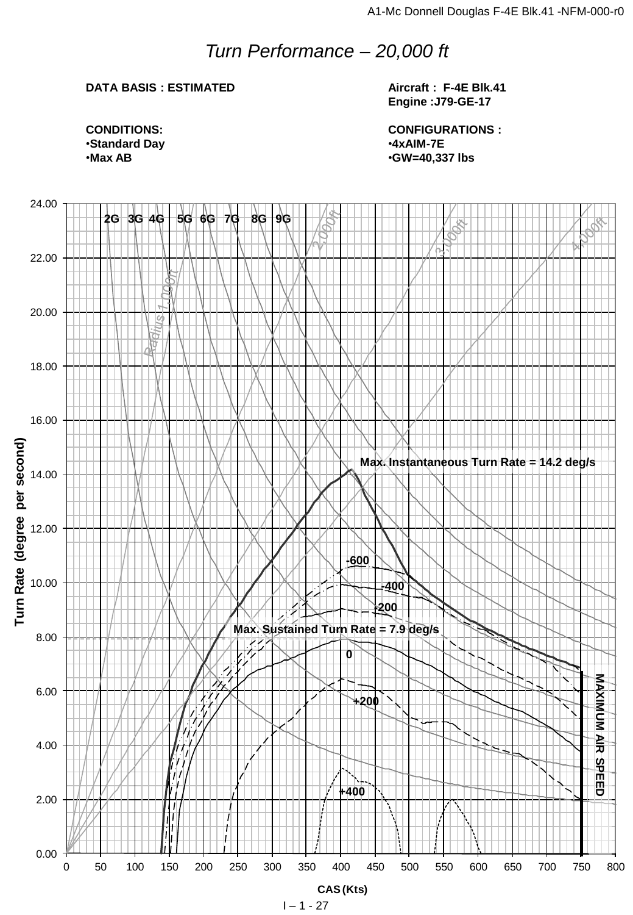# Turn Performance – 20,000 ft

**DATA BASIS : ESTIMATED**

**Aircraft : F-4E Blk.41**
**Engine :J79-GE-17**

**CONDITIONS:**
- **Standard Day**
- **Max AB**

**CONFIGURATIONS :**
- **4xAIM-7E**
- **GW=40,337 lbs**

2G 3G 4G 5G 6G 7G 8G 9G

Radius 1,000ft 2,000ft 3,000ft 4,000ft

**Max. Instantaneous Turn Rate = 14.2 deg/s**

-600 -400 -200

**Max. Sustained Turn Rate = 7.9 deg/s**

0 +200 +400

**MAXIMUM AIR SPEED**

Turn Rate (degree per second)

CAS (Kts)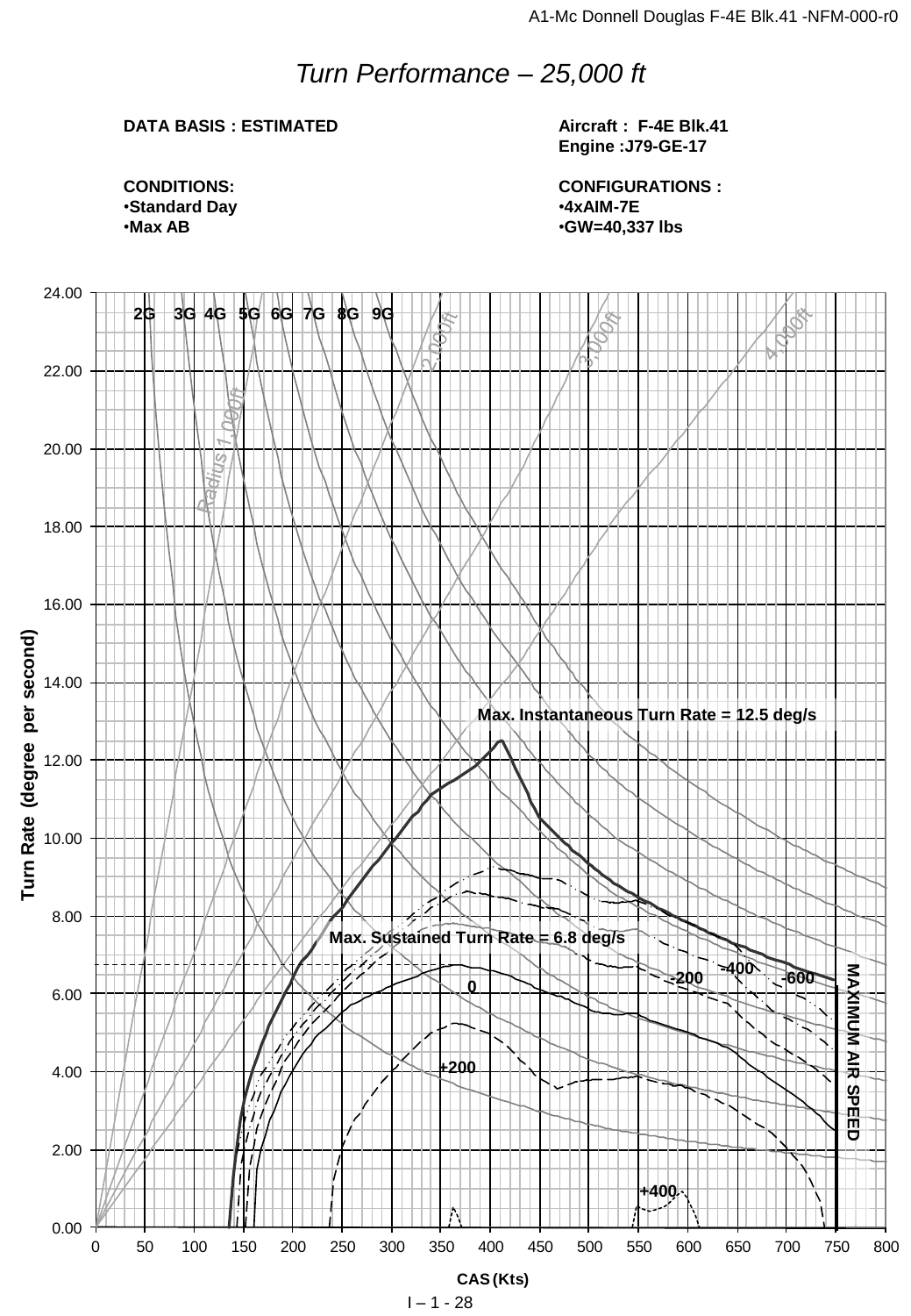# *Turn Performance – 25,000 ft*

**DATA BASIS : ESTIMATED**

**Aircraft : F-4E Blk.41**
**Engine :J79-GE-17**

**CONDITIONS:**
- **Standard Day**
- **Max AB**

**CONFIGURATIONS :**
- **4xAIM-7E**
- **GW=40,337 lbs**

2G 3G 4G 5G 6G 7G 8G 9G

Radius 1,000ft 2,000ft 3,000ft 4,000ft

**Max. Instantaneous Turn Rate = 12.5 deg/s**

**Max. Sustained Turn Rate = 6.8 deg/s**

-200 -400 -600 0 +200 +400

**MAXIMUM AIR SPEED**

**Turn Rate (degree per second)**

**CAS (Kts)**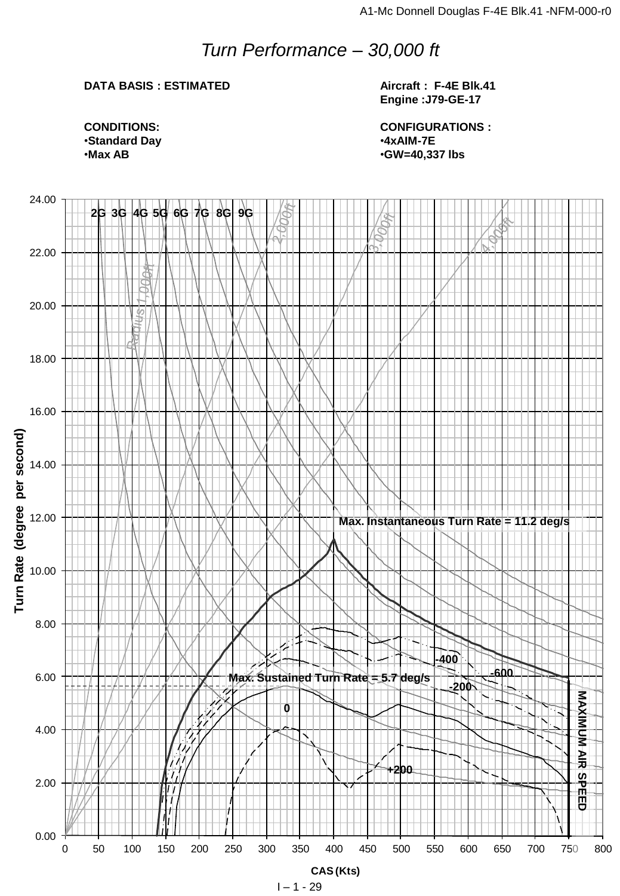# *Turn Performance – 30,000 ft*

**DATA BASIS : ESTIMATED**

**Aircraft : F-4E Blk.41**
**Engine :J79-GE-17**

**CONDITIONS:**
- **Standard Day**
- **Max AB**

**CONFIGURATIONS :**
- **4xAIM-7E**
- **GW=40,337 lbs**

2G 3G 4G 5G 6G 7G 8G 9G

Radius 1,000ft

2,000ft

3,000ft

4,000ft

**Max. Instantaneous Turn Rate = 11.2 deg/s**

**Max. Sustained Turn Rate = 5.7 deg/s**

-400

-600

-200

0

+200

**MAXIMUM AIR SPEED**

Turn Rate (degree per second)

CAS (Kts)

0.00, 2.00, 4.00, 6.00, 8.00, 10.00, 12.00, 14.00, 16.00, 18.00, 20.00, 22.00, 24.00

0, 50, 100, 150, 200, 250, 300, 350, 400, 450, 500, 550, 600, 650, 700, 750, 800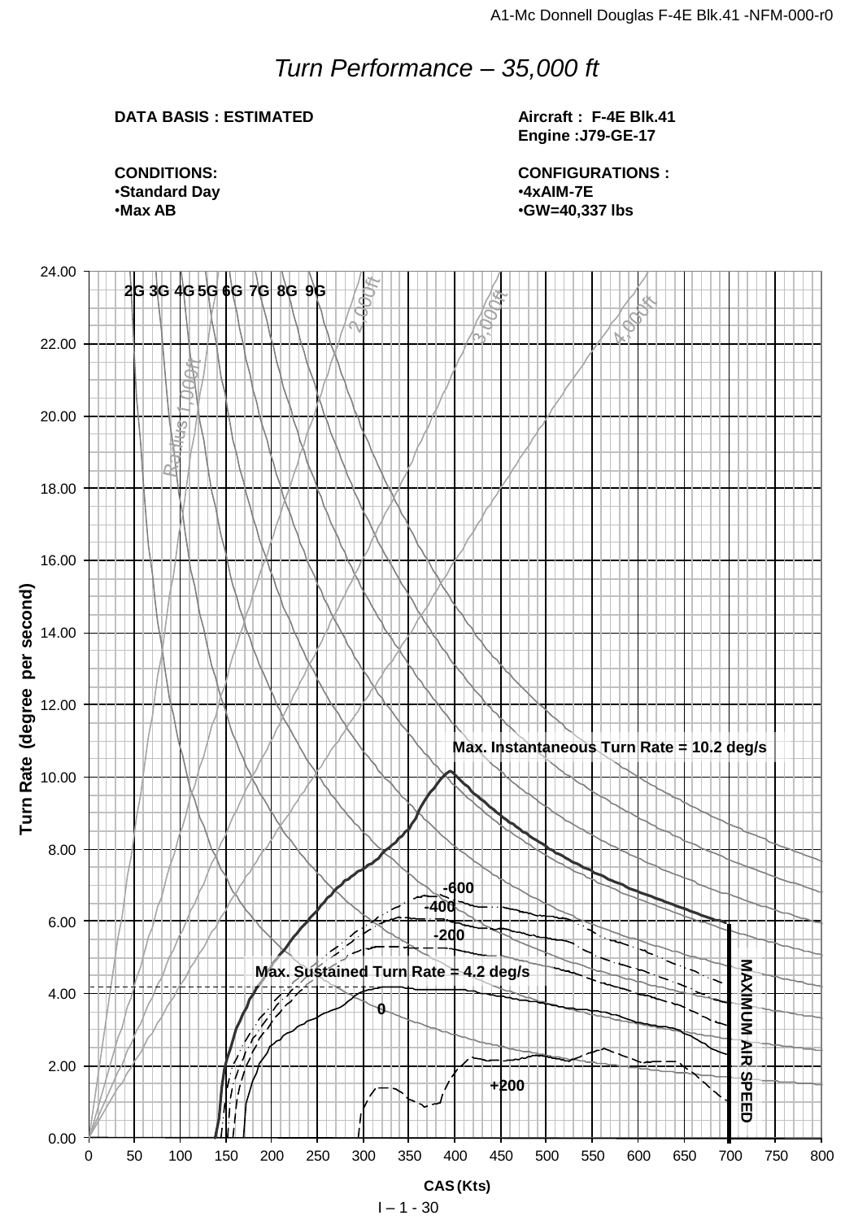# *Turn Performance – 35,000 ft*

**DATA BASIS : ESTIMATED**

**Aircraft : F-4E Blk.41**
**Engine :J79-GE-17**

**CONDITIONS:**

- **Standard Day**
- **Max AB**

**CONFIGURATIONS :**

- **4xAIM-7E**
- **GW=40,337 lbs**

2G 3G 4G 5G 6G 7G 8G 9G

Radius 1,000ft, 2,000ft, 3,000ft, 4,000ft

**Max. Instantaneous Turn Rate = 10.2 deg/s**

**Max. Sustained Turn Rate = 4.2 deg/s**

-600, -400, -200, 0, +200

**MAXIMUM AIR SPEED**

**Turn Rate (degree per second)**

**CAS (Kts)**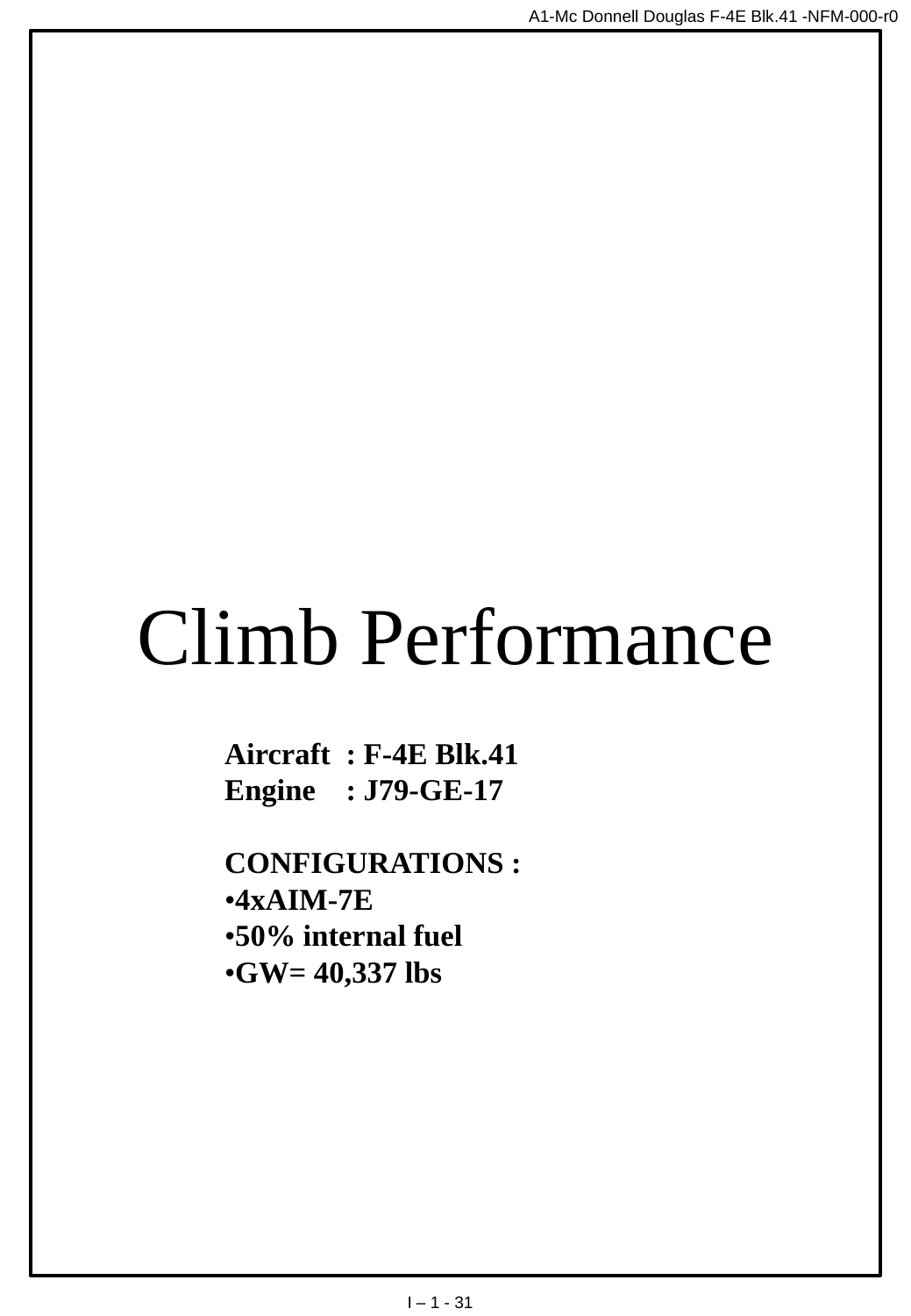# Climb Performance

**Aircraft : F-4E Blk.41**
**Engine : J79-GE-17**

**CONFIGURATIONS :**

- **4xAIM-7E**
- **50% internal fuel**
- **GW= 40,337 lbs**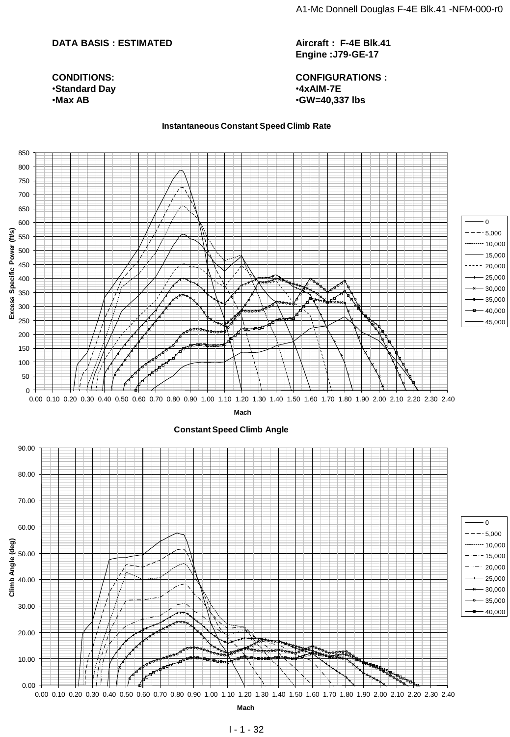**DATA BASIS : ESTIMATED**

**Aircraft : F-4E Blk.41**
**Engine :J79-GE-17**

**CONDITIONS:**
- **Standard Day**
- **Max AB**

**CONFIGURATIONS :**
- **4xAIM-7E**
- **GW=40,337 lbs**

**Instantaneous Constant Speed Climb Rate**

Chart: Excess Specific Power (ft/s), 0–850, versus Mach, 0.00–2.40. Legend: 0, 5,000, 10,000, 15,000, 20,000, 25,000, 30,000, 35,000, 40,000, 45,000.

**Constant Speed Climb Angle**

Chart: Climb Angle (deg), 0.00–90.00, versus Mach, 0.00–2.40. Legend: 0, 5,000, 10,000, 15,000, 20,000, 25,000, 30,000, 35,000, 40,000.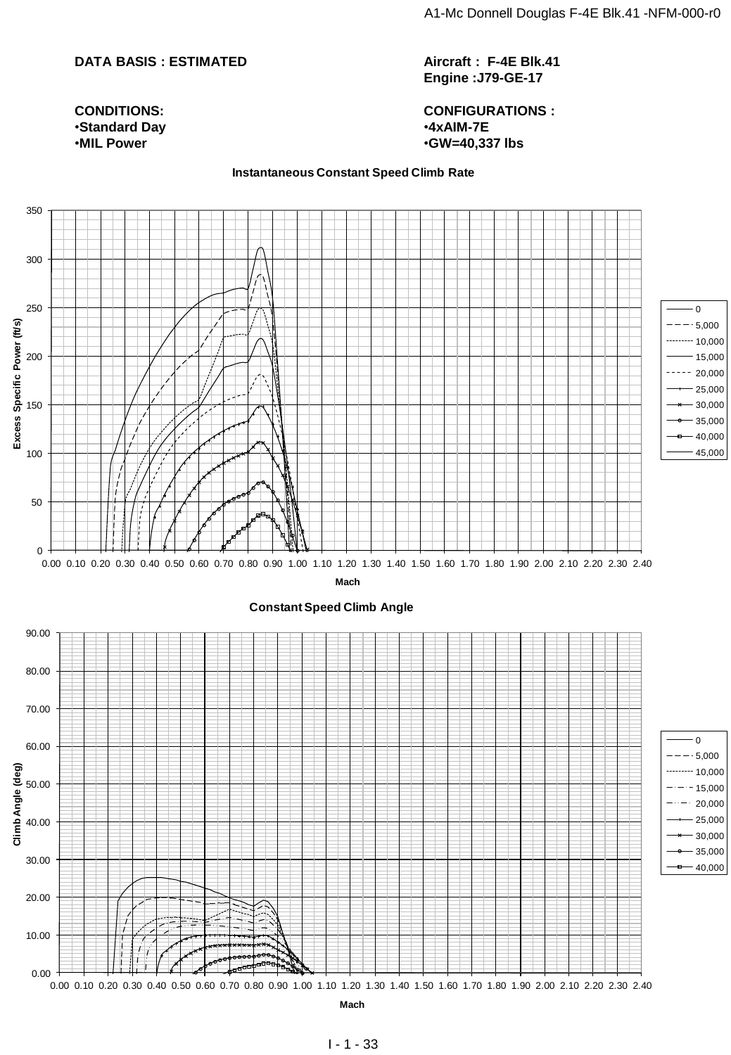**DATA BASIS : ESTIMATED**

**Aircraft : F-4E Blk.41**
**Engine :J79-GE-17**

**CONDITIONS:**
- **Standard Day**
- **MIL Power**

**CONFIGURATIONS :**
- **4xAIM-7E**
- **GW=40,337 lbs**

**Instantaneous Constant Speed Climb Rate**

Excess Specific Power (ft/s) vs. Mach

Legend: 0, 5,000, 10,000, 15,000, 20,000, 25,000, 30,000, 35,000, 40,000, 45,000

**Constant Speed Climb Angle**

Climb Angle (deg) vs. Mach

Legend: 0, 5,000, 10,000, 15,000, 20,000, 25,000, 30,000, 35,000, 40,000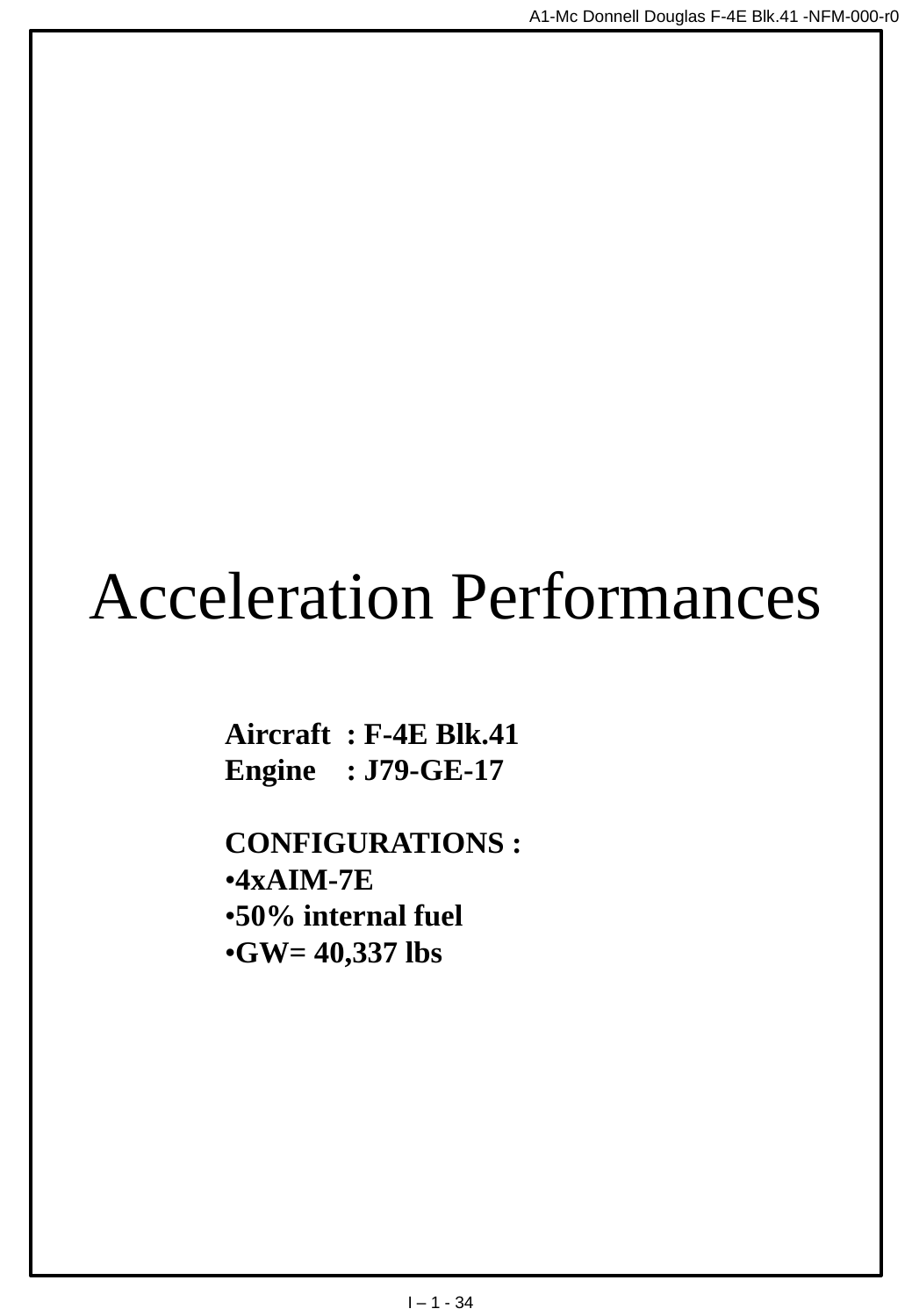# Acceleration Performances

**Aircraft : F-4E Blk.41**
**Engine : J79-GE-17**

**CONFIGURATIONS :**

- **4xAIM-7E**
- **50% internal fuel**
- **GW= 40,337 lbs**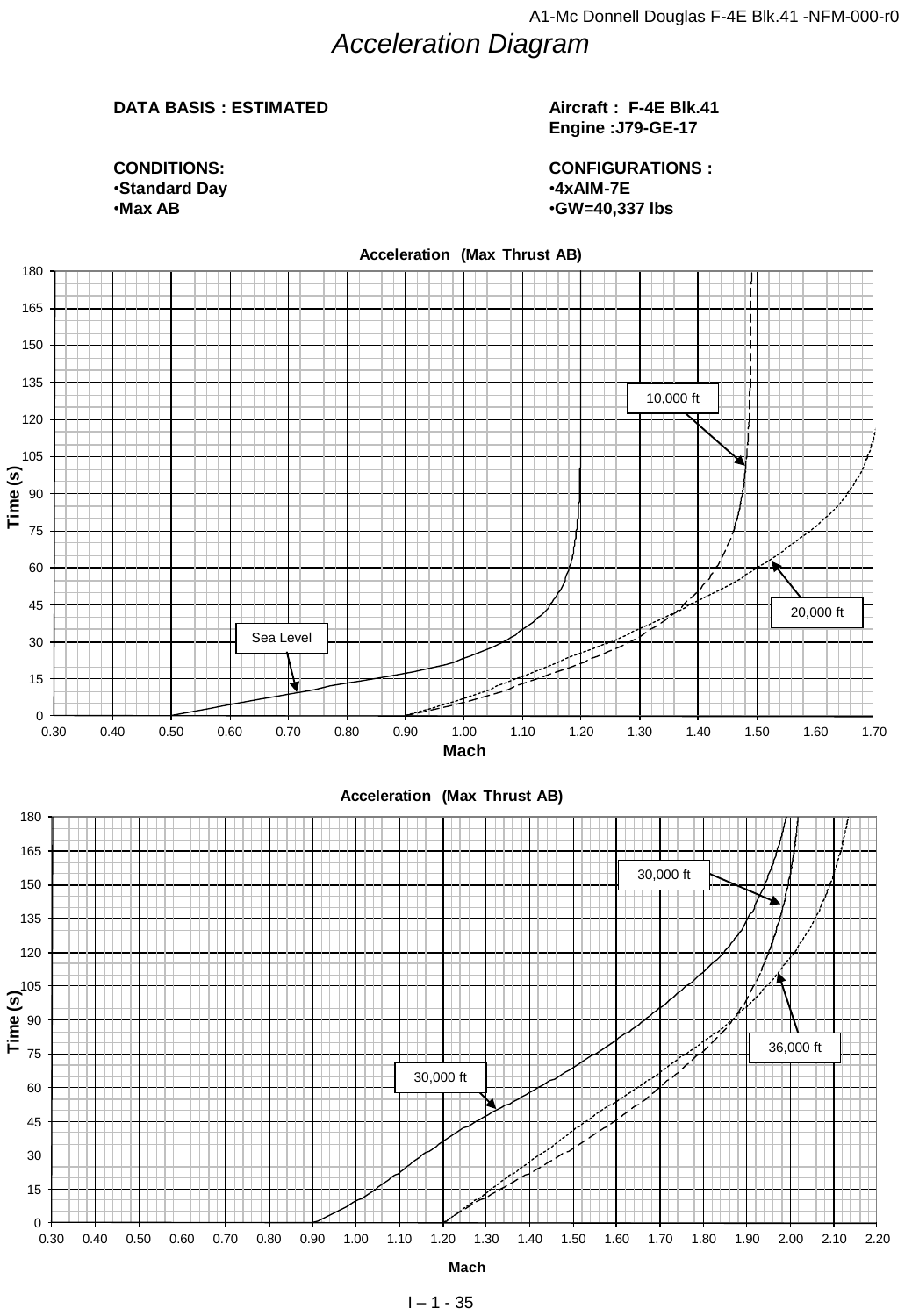# Acceleration Diagram

**DATA BASIS : ESTIMATED**

**Aircraft : F-4E Blk.41**
**Engine :J79-GE-17**

**CONDITIONS:**
- **Standard Day**
- **Max AB**

**CONFIGURATIONS :**
- **4xAIM-7E**
- **GW=40,337 lbs**

Acceleration (Max Thrust AB)

Time (s)

180
165
150
135
120
105
90
75
60
45
30
15
0

Mach

0.30 0.40 0.50 0.60 0.70 0.80 0.90 1.00 1.10 1.20 1.30 1.40 1.50 1.60 1.70

Sea Level

10,000 ft

20,000 ft

Acceleration (Max Thrust AB)

Time (s)

180
165
150
135
120
105
90
75
60
45
30
15
0

Mach

0.30 0.40 0.50 0.60 0.70 0.80 0.90 1.00 1.10 1.20 1.30 1.40 1.50 1.60 1.70 1.80 1.90 2.00 2.10 2.20

30,000 ft

30,000 ft

36,000 ft